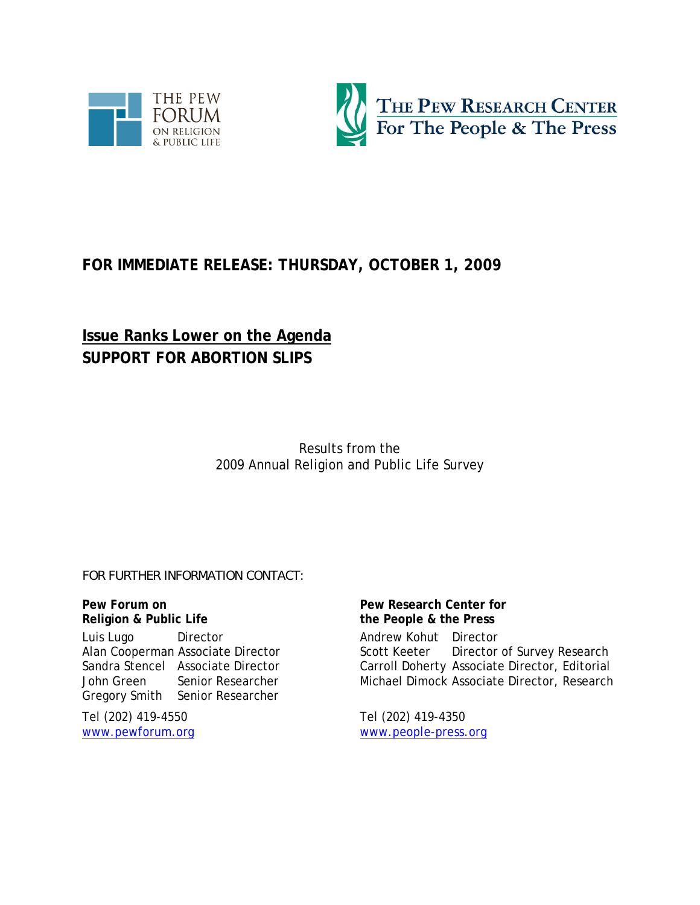THE PEW FORUM ON RELIGION & PUBLIC LIFE

THE PEW RESEARCH CENTER For The People & The Press

**FOR IMMEDIATE RELEASE: THURSDAY, OCTOBER 1, 2009**

**Issue Ranks Lower on the Agenda**

# SUPPORT FOR ABORTION SLIPS

Results from the
2009 Annual Religion and Public Life Survey

FOR FURTHER INFORMATION CONTACT:

**Pew Forum on Religion & Public Life**

Luis Lugo Director
Alan Cooperman Associate Director
Sandra Stencel Associate Director
John Green Senior Researcher
Gregory Smith Senior Researcher

Tel (202) 419-4550
www.pewforum.org

**Pew Research Center for the People & the Press**

Andrew Kohut Director
Scott Keeter Director of Survey Research
Carroll Doherty Associate Director, Editorial
Michael Dimock Associate Director, Research

Tel (202) 419-4350
www.people-press.org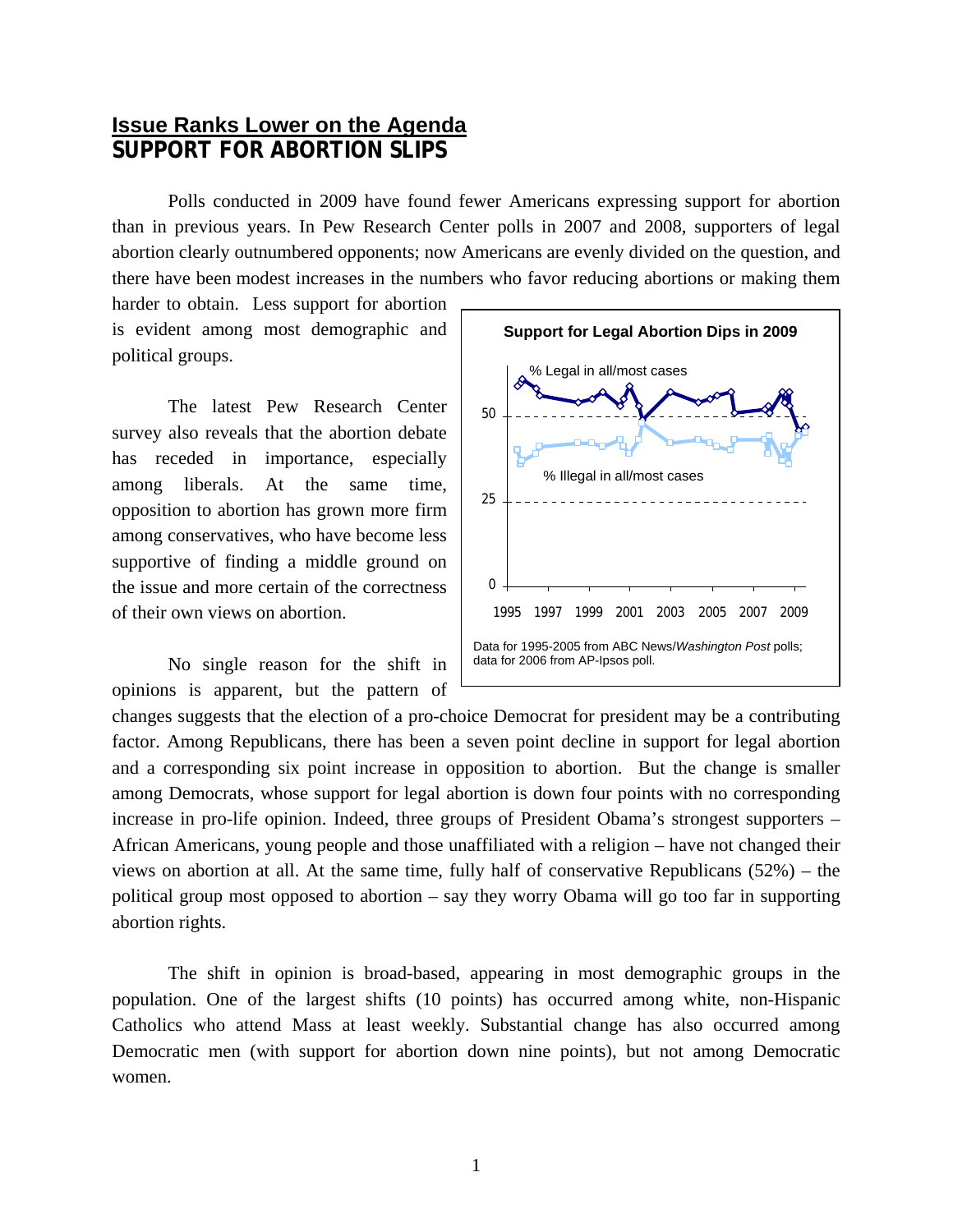## Issue Ranks Lower on the Agenda
## SUPPORT FOR ABORTION SLIPS

Polls conducted in 2009 have found fewer Americans expressing support for abortion than in previous years. In Pew Research Center polls in 2007 and 2008, supporters of legal abortion clearly outnumbered opponents; now Americans are evenly divided on the question, and there have been modest increases in the numbers who favor reducing abortions or making them harder to obtain. Less support for abortion is evident among most demographic and political groups.

The latest Pew Research Center survey also reveals that the abortion debate has receded in importance, especially among liberals. At the same time, opposition to abortion has grown more firm among conservatives, who have become less supportive of finding a middle ground on the issue and more certain of the correctness of their own views on abortion.

**Support for Legal Abortion Dips in 2009**

Data for 1995-2005 from ABC News/*Washington Post* polls; data for 2006 from AP-Ipsos poll.

No single reason for the shift in opinions is apparent, but the pattern of changes suggests that the election of a pro-choice Democrat for president may be a contributing factor. Among Republicans, there has been a seven point decline in support for legal abortion and a corresponding six point increase in opposition to abortion. But the change is smaller among Democrats, whose support for legal abortion is down four points with no corresponding increase in pro-life opinion. Indeed, three groups of President Obama's strongest supporters – African Americans, young people and those unaffiliated with a religion – have not changed their views on abortion at all. At the same time, fully half of conservative Republicans (52%) – the political group most opposed to abortion – say they worry Obama will go too far in supporting abortion rights.

The shift in opinion is broad-based, appearing in most demographic groups in the population. One of the largest shifts (10 points) has occurred among white, non-Hispanic Catholics who attend Mass at least weekly. Substantial change has also occurred among Democratic men (with support for abortion down nine points), but not among Democratic women.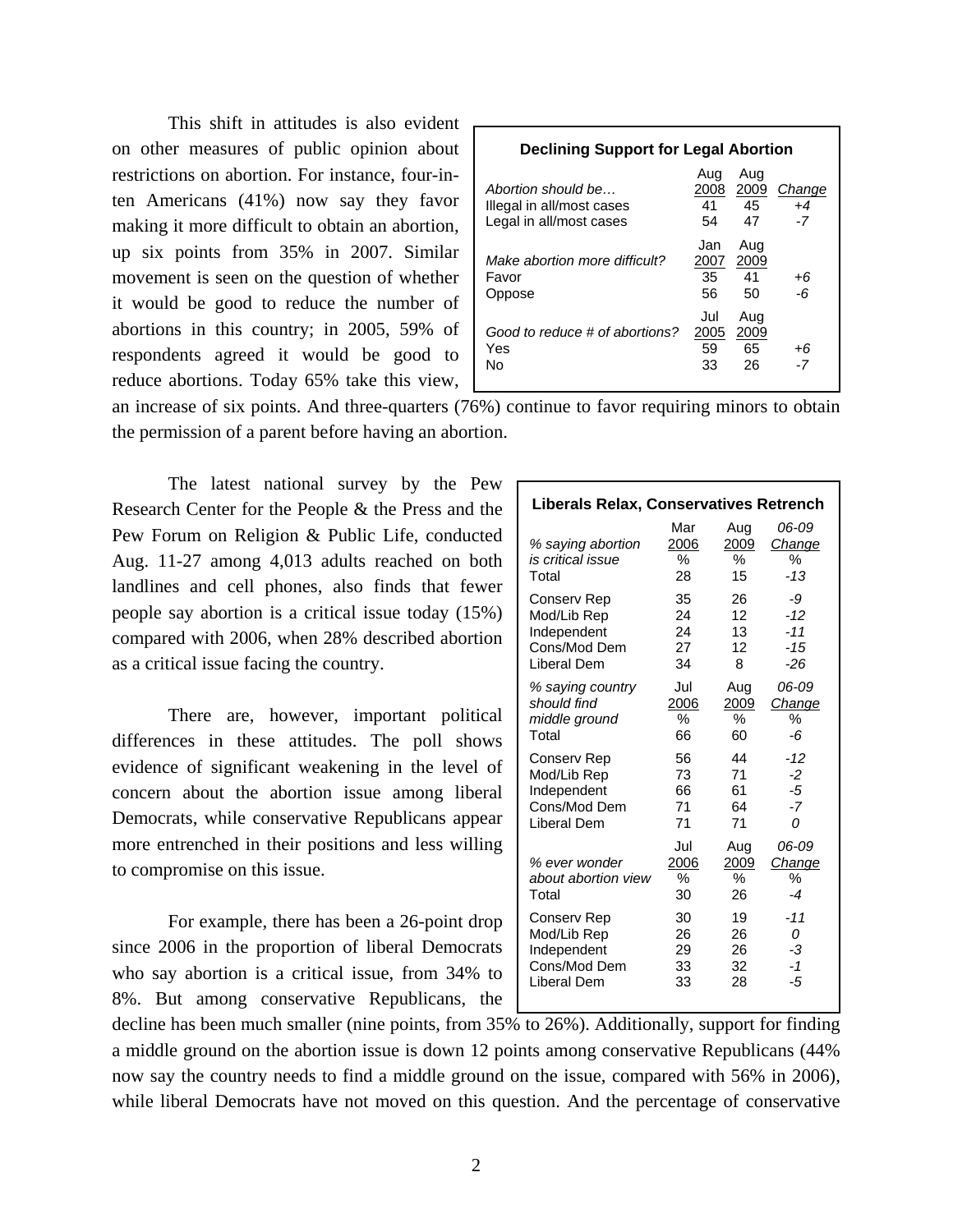This shift in attitudes is also evident on other measures of public opinion about restrictions on abortion. For instance, four-in-ten Americans (41%) now say they favor making it more difficult to obtain an abortion, up six points from 35% in 2007. Similar movement is seen on the question of whether it would be good to reduce the number of abortions in this country; in 2005, 59% of respondents agreed it would be good to reduce abortions. Today 65% take this view, an increase of six points. And three-quarters (76%) continue to favor requiring minors to obtain the permission of a parent before having an abortion.

**Declining Support for Legal Abortion**

| *Abortion should be…* | Aug 2008 | Aug 2009 | *Change* |
|---|---|---|---|
| Illegal in all/most cases | 41 | 45 | *+4* |
| Legal in all/most cases | 54 | 47 | *-7* |
| *Make abortion more difficult?* | Jan 2007 | Aug 2009 | |
| Favor | 35 | 41 | *+6* |
| Oppose | 56 | 50 | *-6* |
| *Good to reduce # of abortions?* | Jul 2005 | Aug 2009 | |
| Yes | 59 | 65 | *+6* |
| No | 33 | 26 | *-7* |

The latest national survey by the Pew Research Center for the People & the Press and the Pew Forum on Religion & Public Life, conducted Aug. 11-27 among 4,013 adults reached on both landlines and cell phones, also finds that fewer people say abortion is a critical issue today (15%) compared with 2006, when 28% described abortion as a critical issue facing the country.

There are, however, important political differences in these attitudes. The poll shows evidence of significant weakening in the level of concern about the abortion issue among liberal Democrats, while conservative Republicans appear more entrenched in their positions and less willing to compromise on this issue.

For example, there has been a 26-point drop since 2006 in the proportion of liberal Democrats who say abortion is a critical issue, from 34% to 8%. But among conservative Republicans, the decline has been much smaller (nine points, from 35% to 26%). Additionally, support for finding a middle ground on the abortion issue is down 12 points among conservative Republicans (44% now say the country needs to find a middle ground on the issue, compared with 56% in 2006), while liberal Democrats have not moved on this question. And the percentage of conservative

**Liberals Relax, Conservatives Retrench**

| *% saying abortion is critical issue* | Mar 2006 % | Aug 2009 % | *06-09 Change %* |
|---|---|---|---|
| Total | 28 | 15 | *-13* |
| Conserv Rep | 35 | 26 | *-9* |
| Mod/Lib Rep | 24 | 12 | *-12* |
| Independent | 24 | 13 | *-11* |
| Cons/Mod Dem | 27 | 12 | *-15* |
| Liberal Dem | 34 | 8 | *-26* |
| *% saying country should find middle ground* | Jul 2006 % | Aug 2009 % | *06-09 Change %* |
| Total | 66 | 60 | *-6* |
| Conserv Rep | 56 | 44 | *-12* |
| Mod/Lib Rep | 73 | 71 | *-2* |
| Independent | 66 | 61 | *-5* |
| Cons/Mod Dem | 71 | 64 | *-7* |
| Liberal Dem | 71 | 71 | *0* |
| *% ever wonder about abortion view* | Jul 2006 % | Aug 2009 % | *06-09 Change %* |
| Total | 30 | 26 | *-4* |
| Conserv Rep | 30 | 19 | *-11* |
| Mod/Lib Rep | 26 | 26 | *0* |
| Independent | 29 | 26 | *-3* |
| Cons/Mod Dem | 33 | 32 | *-1* |
| Liberal Dem | 33 | 28 | *-5* |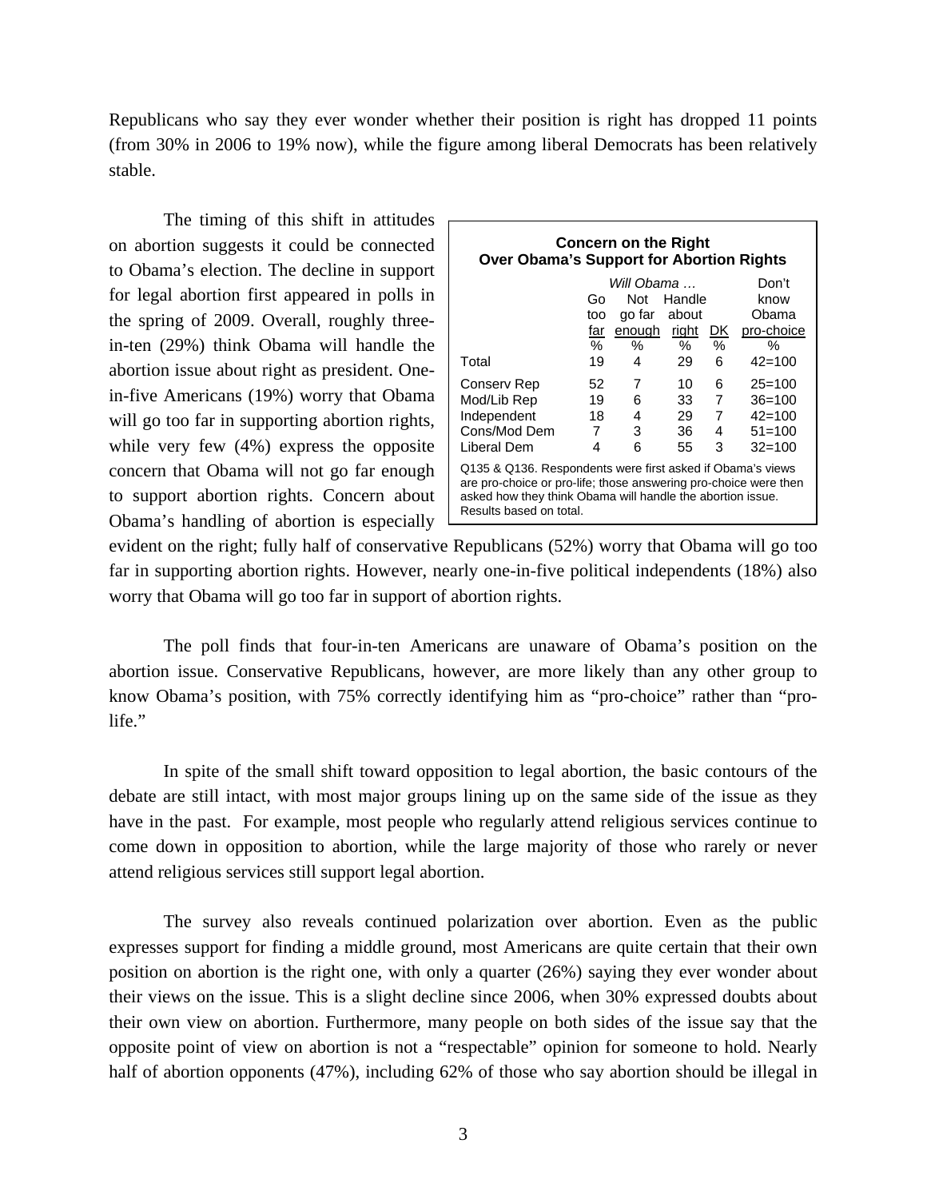Republicans who say they ever wonder whether their position is right has dropped 11 points (from 30% in 2006 to 19% now), while the figure among liberal Democrats has been relatively stable.

The timing of this shift in attitudes on abortion suggests it could be connected to Obama's election. The decline in support for legal abortion first appeared in polls in the spring of 2009. Overall, roughly three-in-ten (29%) think Obama will handle the abortion issue about right as president. One-in-five Americans (19%) worry that Obama will go too far in supporting abortion rights, while very few (4%) express the opposite concern that Obama will not go far enough to support abortion rights. Concern about Obama's handling of abortion is especially evident on the right; fully half of conservative Republicans (52%) worry that Obama will go too far in supporting abortion rights. However, nearly one-in-five political independents (18%) also worry that Obama will go too far in support of abortion rights.

**Concern on the Right Over Obama's Support for Abortion Rights**

| | *Will Obama …* Go too far | Not go far enough | Handle about right | DK | Don't know Obama pro-choice |
|---|---|---|---|---|---|
| | % | % | % | % | % |
| Total | 19 | 4 | 29 | 6 | 42=100 |
| Conserv Rep | 52 | 7 | 10 | 6 | 25=100 |
| Mod/Lib Rep | 19 | 6 | 33 | 7 | 36=100 |
| Independent | 18 | 4 | 29 | 7 | 42=100 |
| Cons/Mod Dem | 7 | 3 | 36 | 4 | 51=100 |
| Liberal Dem | 4 | 6 | 55 | 3 | 32=100 |

Q135 & Q136. Respondents were first asked if Obama's views are pro-choice or pro-life; those answering pro-choice were then asked how they think Obama will handle the abortion issue. Results based on total.

The poll finds that four-in-ten Americans are unaware of Obama's position on the abortion issue. Conservative Republicans, however, are more likely than any other group to know Obama's position, with 75% correctly identifying him as "pro-choice" rather than "pro-life."

In spite of the small shift toward opposition to legal abortion, the basic contours of the debate are still intact, with most major groups lining up on the same side of the issue as they have in the past. For example, most people who regularly attend religious services continue to come down in opposition to abortion, while the large majority of those who rarely or never attend religious services still support legal abortion.

The survey also reveals continued polarization over abortion. Even as the public expresses support for finding a middle ground, most Americans are quite certain that their own position on abortion is the right one, with only a quarter (26%) saying they ever wonder about their views on the issue. This is a slight decline since 2006, when 30% expressed doubts about their own view on abortion. Furthermore, many people on both sides of the issue say that the opposite point of view on abortion is not a "respectable" opinion for someone to hold. Nearly half of abortion opponents (47%), including 62% of those who say abortion should be illegal in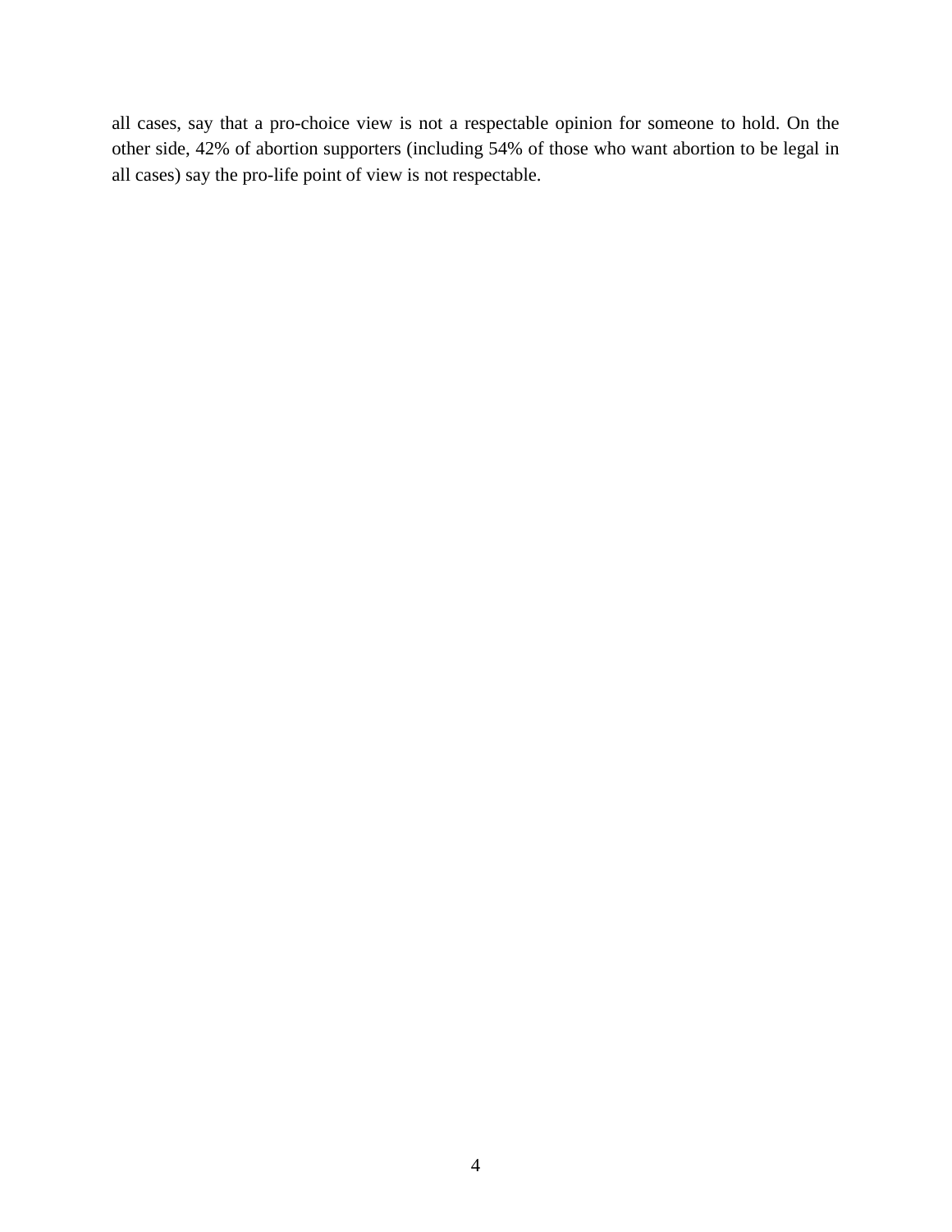all cases, say that a pro-choice view is not a respectable opinion for someone to hold. On the other side, 42% of abortion supporters (including 54% of those who want abortion to be legal in all cases) say the pro-life point of view is not respectable.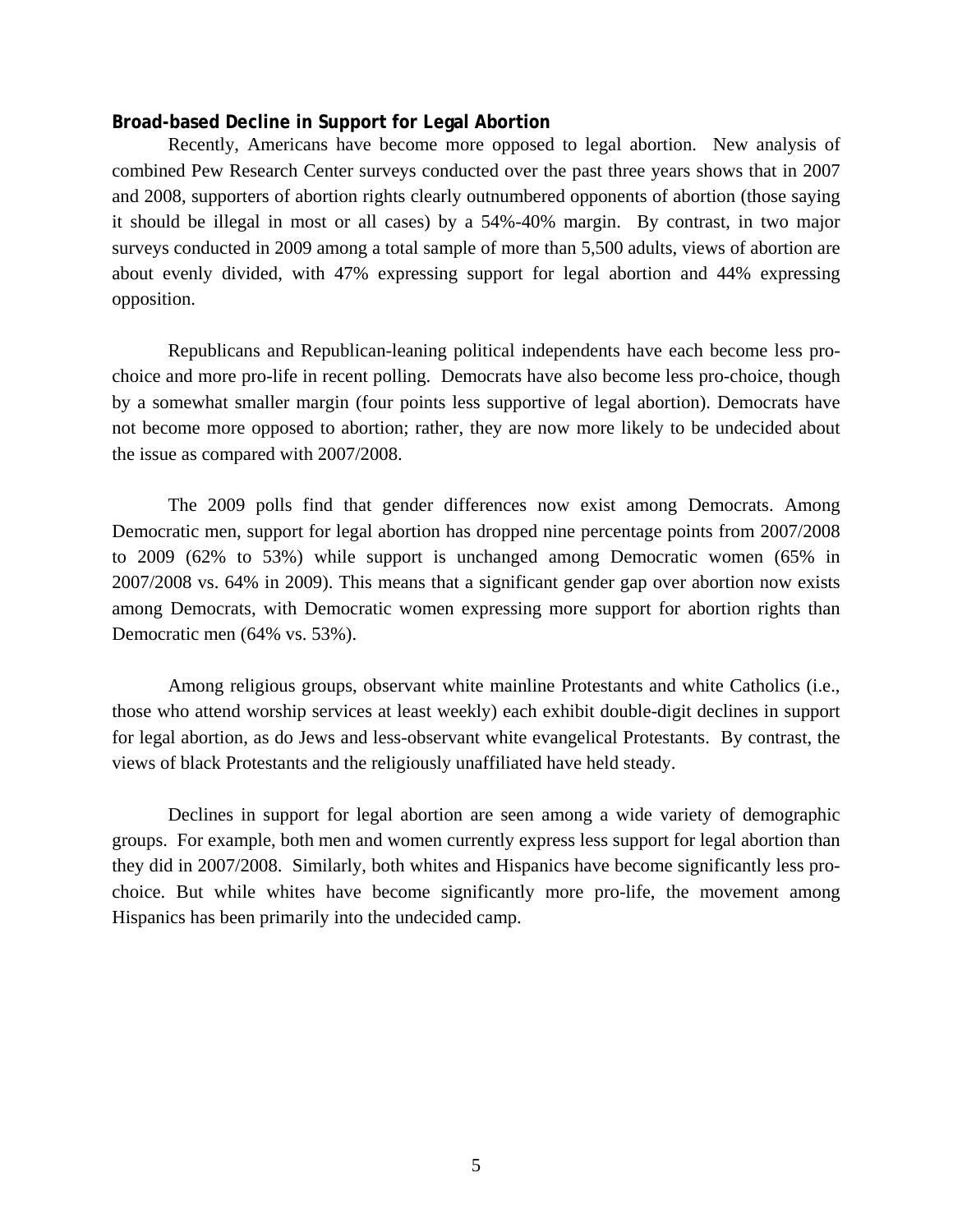**Broad-based Decline in Support for Legal Abortion**

Recently, Americans have become more opposed to legal abortion. New analysis of combined Pew Research Center surveys conducted over the past three years shows that in 2007 and 2008, supporters of abortion rights clearly outnumbered opponents of abortion (those saying it should be illegal in most or all cases) by a 54%-40% margin. By contrast, in two major surveys conducted in 2009 among a total sample of more than 5,500 adults, views of abortion are about evenly divided, with 47% expressing support for legal abortion and 44% expressing opposition.

Republicans and Republican-leaning political independents have each become less pro-choice and more pro-life in recent polling. Democrats have also become less pro-choice, though by a somewhat smaller margin (four points less supportive of legal abortion). Democrats have not become more opposed to abortion; rather, they are now more likely to be undecided about the issue as compared with 2007/2008.

The 2009 polls find that gender differences now exist among Democrats. Among Democratic men, support for legal abortion has dropped nine percentage points from 2007/2008 to 2009 (62% to 53%) while support is unchanged among Democratic women (65% in 2007/2008 vs. 64% in 2009). This means that a significant gender gap over abortion now exists among Democrats, with Democratic women expressing more support for abortion rights than Democratic men (64% vs. 53%).

Among religious groups, observant white mainline Protestants and white Catholics (i.e., those who attend worship services at least weekly) each exhibit double-digit declines in support for legal abortion, as do Jews and less-observant white evangelical Protestants. By contrast, the views of black Protestants and the religiously unaffiliated have held steady.

Declines in support for legal abortion are seen among a wide variety of demographic groups. For example, both men and women currently express less support for legal abortion than they did in 2007/2008. Similarly, both whites and Hispanics have become significantly less pro-choice. But while whites have become significantly more pro-life, the movement among Hispanics has been primarily into the undecided camp.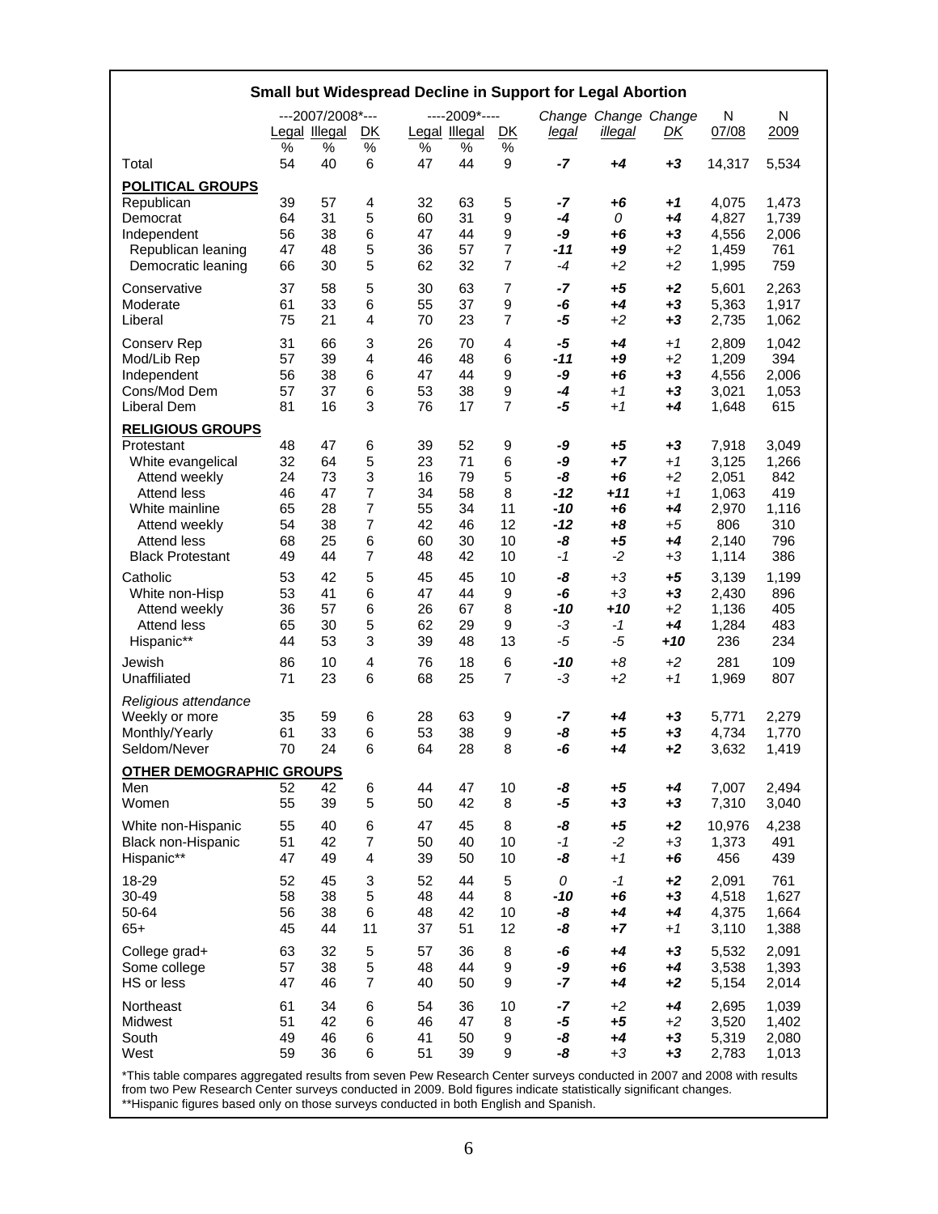**Small but Widespread Decline in Support for Legal Abortion**

| | ---2007/2008*--- | | | ----2009*---- | | | Change | Change | Change | N | N |
|---|---|---|---|---|---|---|---|---|---|---|---|
| | Legal | Illegal | DK | Legal | Illegal | DK | *legal* | *illegal* | *DK* | 07/08 | 2009 |
| | % | % | % | % | % | % | | | | | |
| Total | 54 | 40 | 6 | 47 | 44 | 9 | ***-7*** | ***+4*** | ***+3*** | 14,317 | 5,534 |
| **POLITICAL GROUPS** | | | | | | | | | | | |
| Republican | 39 | 57 | 4 | 32 | 63 | 5 | ***-7*** | ***+6*** | ***+1*** | 4,075 | 1,473 |
| Democrat | 64 | 31 | 5 | 60 | 31 | 9 | ***-4*** | *0* | ***+4*** | 4,827 | 1,739 |
| Independent | 56 | 38 | 6 | 47 | 44 | 9 | ***-9*** | ***+6*** | ***+3*** | 4,556 | 2,006 |
| Republican leaning | 47 | 48 | 5 | 36 | 57 | 7 | ***-11*** | ***+9*** | *+2* | 1,459 | 761 |
| Democratic leaning | 66 | 30 | 5 | 62 | 32 | 7 | *-4* | *+2* | *+2* | 1,995 | 759 |
| Conservative | 37 | 58 | 5 | 30 | 63 | 7 | ***-7*** | ***+5*** | ***+2*** | 5,601 | 2,263 |
| Moderate | 61 | 33 | 6 | 55 | 37 | 9 | ***-6*** | ***+4*** | ***+3*** | 5,363 | 1,917 |
| Liberal | 75 | 21 | 4 | 70 | 23 | 7 | ***-5*** | *+2* | ***+3*** | 2,735 | 1,062 |
| Conserv Rep | 31 | 66 | 3 | 26 | 70 | 4 | ***-5*** | ***+4*** | *+1* | 2,809 | 1,042 |
| Mod/Lib Rep | 57 | 39 | 4 | 46 | 48 | 6 | ***-11*** | ***+9*** | *+2* | 1,209 | 394 |
| Independent | 56 | 38 | 6 | 47 | 44 | 9 | ***-9*** | ***+6*** | ***+3*** | 4,556 | 2,006 |
| Cons/Mod Dem | 57 | 37 | 6 | 53 | 38 | 9 | ***-4*** | *+1* | ***+3*** | 3,021 | 1,053 |
| Liberal Dem | 81 | 16 | 3 | 76 | 17 | 7 | ***-5*** | *+1* | ***+4*** | 1,648 | 615 |
| **RELIGIOUS GROUPS** | | | | | | | | | | | |
| Protestant | 48 | 47 | 6 | 39 | 52 | 9 | ***-9*** | ***+5*** | ***+3*** | 7,918 | 3,049 |
| White evangelical | 32 | 64 | 5 | 23 | 71 | 6 | ***-9*** | ***+7*** | *+1* | 3,125 | 1,266 |
| Attend weekly | 24 | 73 | 3 | 16 | 79 | 5 | ***-8*** | ***+6*** | *+2* | 2,051 | 842 |
| Attend less | 46 | 47 | 7 | 34 | 58 | 8 | ***-12*** | ***+11*** | *+1* | 1,063 | 419 |
| White mainline | 65 | 28 | 7 | 55 | 34 | 11 | ***-10*** | ***+6*** | ***+4*** | 2,970 | 1,116 |
| Attend weekly | 54 | 38 | 7 | 42 | 46 | 12 | ***-12*** | ***+8*** | *+5* | 806 | 310 |
| Attend less | 68 | 25 | 6 | 60 | 30 | 10 | ***-8*** | ***+5*** | ***+4*** | 2,140 | 796 |
| Black Protestant | 49 | 44 | 7 | 48 | 42 | 10 | *-1* | *-2* | *+3* | 1,114 | 386 |
| Catholic | 53 | 42 | 5 | 45 | 45 | 10 | ***-8*** | *+3* | ***+5*** | 3,139 | 1,199 |
| White non-Hisp | 53 | 41 | 6 | 47 | 44 | 9 | ***-6*** | *+3* | ***+3*** | 2,430 | 896 |
| Attend weekly | 36 | 57 | 6 | 26 | 67 | 8 | ***-10*** | ***+10*** | *+2* | 1,136 | 405 |
| Attend less | 65 | 30 | 5 | 62 | 29 | 9 | *-3* | *-1* | ***+4*** | 1,284 | 483 |
| Hispanic** | 44 | 53 | 3 | 39 | 48 | 13 | *-5* | *-5* | ***+10*** | 236 | 234 |
| Jewish | 86 | 10 | 4 | 76 | 18 | 6 | ***-10*** | *+8* | *+2* | 281 | 109 |
| Unaffiliated | 71 | 23 | 6 | 68 | 25 | 7 | *-3* | *+2* | *+1* | 1,969 | 807 |
| *Religious attendance* | | | | | | | | | | | |
| Weekly or more | 35 | 59 | 6 | 28 | 63 | 9 | ***-7*** | ***+4*** | ***+3*** | 5,771 | 2,279 |
| Monthly/Yearly | 61 | 33 | 6 | 53 | 38 | 9 | ***-8*** | ***+5*** | ***+3*** | 4,734 | 1,770 |
| Seldom/Never | 70 | 24 | 6 | 64 | 28 | 8 | ***-6*** | ***+4*** | ***+2*** | 3,632 | 1,419 |
| **OTHER DEMOGRAPHIC GROUPS** | | | | | | | | | | | |
| Men | 52 | 42 | 6 | 44 | 47 | 10 | ***-8*** | ***+5*** | ***+4*** | 7,007 | 2,494 |
| Women | 55 | 39 | 5 | 50 | 42 | 8 | ***-5*** | ***+3*** | ***+3*** | 7,310 | 3,040 |
| White non-Hispanic | 55 | 40 | 6 | 47 | 45 | 8 | ***-8*** | ***+5*** | ***+2*** | 10,976 | 4,238 |
| Black non-Hispanic | 51 | 42 | 7 | 50 | 40 | 10 | *-1* | *-2* | *+3* | 1,373 | 491 |
| Hispanic** | 47 | 49 | 4 | 39 | 50 | 10 | ***-8*** | *+1* | ***+6*** | 456 | 439 |
| 18-29 | 52 | 45 | 3 | 52 | 44 | 5 | *0* | *-1* | ***+2*** | 2,091 | 761 |
| 30-49 | 58 | 38 | 5 | 48 | 44 | 8 | ***-10*** | ***+6*** | ***+3*** | 4,518 | 1,627 |
| 50-64 | 56 | 38 | 6 | 48 | 42 | 10 | ***-8*** | ***+4*** | ***+4*** | 4,375 | 1,664 |
| 65+ | 45 | 44 | 11 | 37 | 51 | 12 | ***-8*** | ***+7*** | *+1* | 3,110 | 1,388 |
| College grad+ | 63 | 32 | 5 | 57 | 36 | 8 | ***-6*** | ***+4*** | ***+3*** | 5,532 | 2,091 |
| Some college | 57 | 38 | 5 | 48 | 44 | 9 | ***-9*** | ***+6*** | ***+4*** | 3,538 | 1,393 |
| HS or less | 47 | 46 | 7 | 40 | 50 | 9 | ***-7*** | ***+4*** | ***+2*** | 5,154 | 2,014 |
| Northeast | 61 | 34 | 6 | 54 | 36 | 10 | ***-7*** | *+2* | ***+4*** | 2,695 | 1,039 |
| Midwest | 51 | 42 | 6 | 46 | 47 | 8 | ***-5*** | ***+5*** | *+2* | 3,520 | 1,402 |
| South | 49 | 46 | 6 | 41 | 50 | 9 | ***-8*** | ***+4*** | ***+3*** | 5,319 | 2,080 |
| West | 59 | 36 | 6 | 51 | 39 | 9 | ***-8*** | *+3* | ***+3*** | 2,783 | 1,013 |

*This table compares aggregated results from seven Pew Research Center surveys conducted in 2007 and 2008 with results from two Pew Research Center surveys conducted in 2009. Bold figures indicate statistically significant changes.
**Hispanic figures based only on those surveys conducted in both English and Spanish.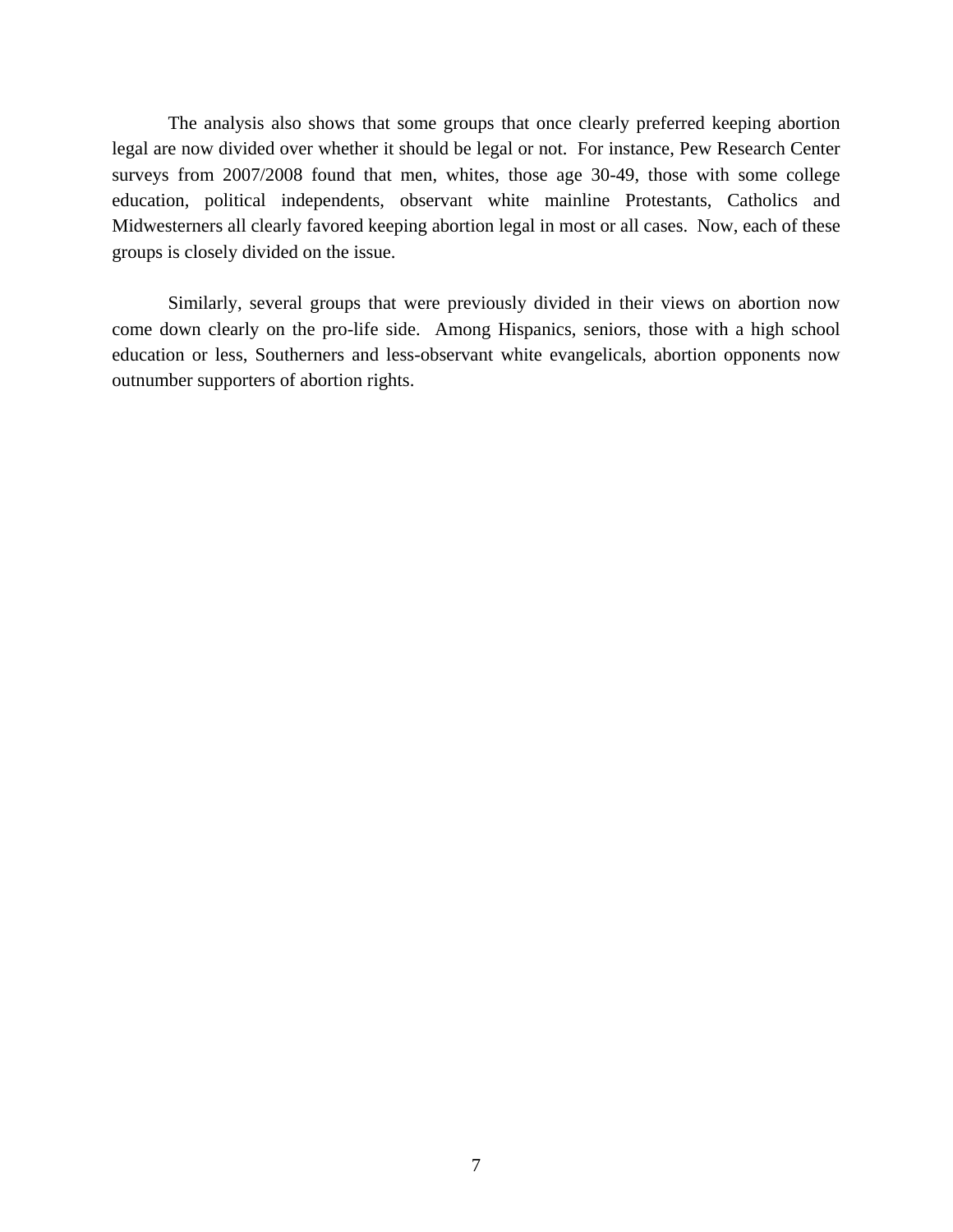The analysis also shows that some groups that once clearly preferred keeping abortion legal are now divided over whether it should be legal or not. For instance, Pew Research Center surveys from 2007/2008 found that men, whites, those age 30-49, those with some college education, political independents, observant white mainline Protestants, Catholics and Midwesterners all clearly favored keeping abortion legal in most or all cases. Now, each of these groups is closely divided on the issue.

Similarly, several groups that were previously divided in their views on abortion now come down clearly on the pro-life side. Among Hispanics, seniors, those with a high school education or less, Southerners and less-observant white evangelicals, abortion opponents now outnumber supporters of abortion rights.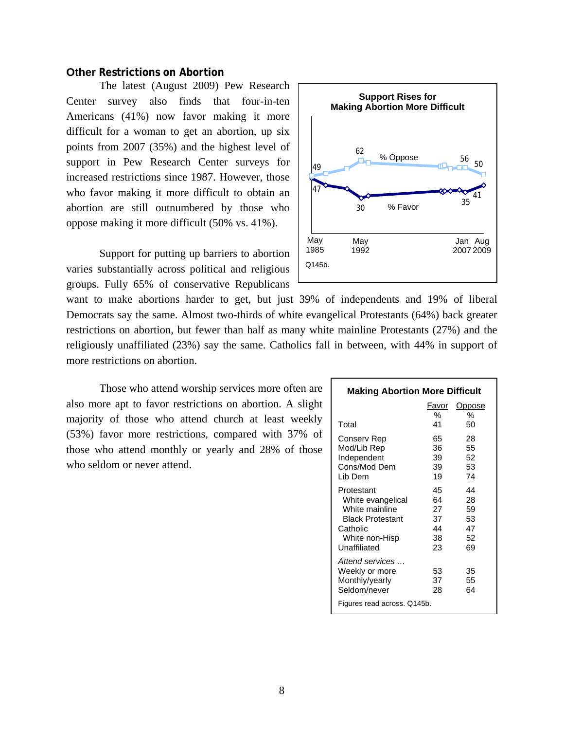### Other Restrictions on Abortion

The latest (August 2009) Pew Research Center survey also finds that four-in-ten Americans (41%) now favor making it more difficult for a woman to get an abortion, up six points from 2007 (35%) and the highest level of support in Pew Research Center surveys for increased restrictions since 1987. However, those who favor making it more difficult to obtain an abortion are still outnumbered by those who oppose making it more difficult (50% vs. 41%).

**Support Rises for Making Abortion More Difficult**

| | May 1985 | May 1992 | Jan 2007 | Aug 2009 |
|---|---|---|---|---|
| % Oppose | 49 | 62 | 56 | 50 |
| % Favor | 47 | 30 | 35 | 41 |

Q145b.

Support for putting up barriers to abortion varies substantially across political and religious groups. Fully 65% of conservative Republicans want to make abortions harder to get, but just 39% of independents and 19% of liberal Democrats say the same. Almost two-thirds of white evangelical Protestants (64%) back greater restrictions on abortion, but fewer than half as many white mainline Protestants (27%) and the religiously unaffiliated (23%) say the same. Catholics fall in between, with 44% in support of more restrictions on abortion.

Those who attend worship services more often are also more apt to favor restrictions on abortion. A slight majority of those who attend church at least weekly (53%) favor more restrictions, compared with 37% of those who attend monthly or yearly and 28% of those who seldom or never attend.

**Making Abortion More Difficult**

| | Favor | Oppose |
|---|---|---|
| | % | % |
| Total | 41 | 50 |
| Conserv Rep | 65 | 28 |
| Mod/Lib Rep | 36 | 55 |
| Independent | 39 | 52 |
| Cons/Mod Dem | 39 | 53 |
| Lib Dem | 19 | 74 |
| Protestant | 45 | 44 |
| White evangelical | 64 | 28 |
| White mainline | 27 | 59 |
| Black Protestant | 37 | 53 |
| Catholic | 44 | 47 |
| White non-Hisp | 38 | 52 |
| Unaffiliated | 23 | 69 |
| *Attend services …* | | |
| Weekly or more | 53 | 35 |
| Monthly/yearly | 37 | 55 |
| Seldom/never | 28 | 64 |

Figures read across. Q145b.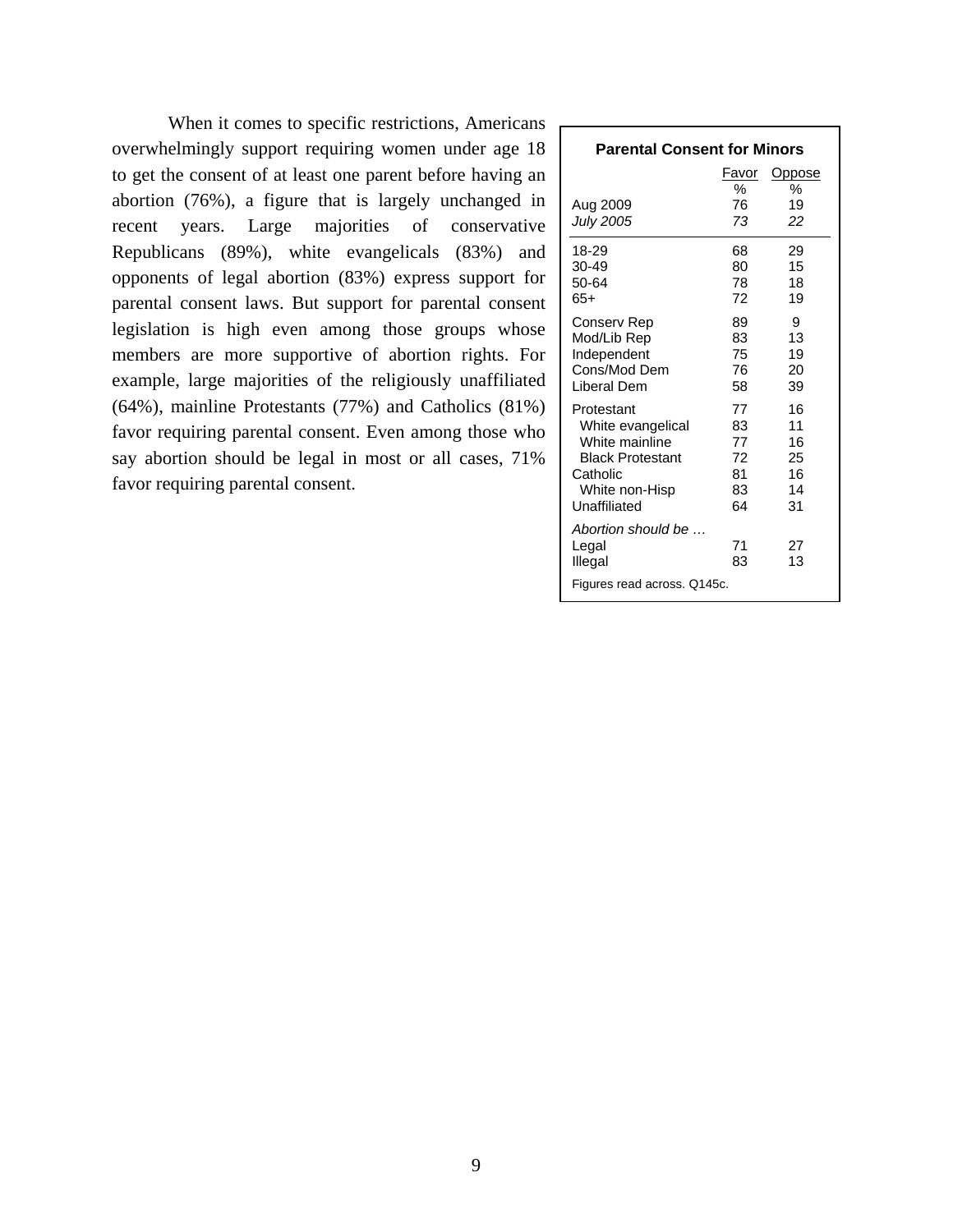When it comes to specific restrictions, Americans overwhelmingly support requiring women under age 18 to get the consent of at least one parent before having an abortion (76%), a figure that is largely unchanged in recent years. Large majorities of conservative Republicans (89%), white evangelicals (83%) and opponents of legal abortion (83%) express support for parental consent laws. But support for parental consent legislation is high even among those groups whose members are more supportive of abortion rights. For example, large majorities of the religiously unaffiliated (64%), mainline Protestants (77%) and Catholics (81%) favor requiring parental consent. Even among those who say abortion should be legal in most or all cases, 71% favor requiring parental consent.

**Parental Consent for Minors**

| | Favor | Oppose |
|---|---|---|
| | % | % |
| Aug 2009 | 76 | 19 |
| *July 2005* | *73* | *22* |
| 18-29 | 68 | 29 |
| 30-49 | 80 | 15 |
| 50-64 | 78 | 18 |
| 65+ | 72 | 19 |
| Conserv Rep | 89 | 9 |
| Mod/Lib Rep | 83 | 13 |
| Independent | 75 | 19 |
| Cons/Mod Dem | 76 | 20 |
| Liberal Dem | 58 | 39 |
| Protestant | 77 | 16 |
| White evangelical | 83 | 11 |
| White mainline | 77 | 16 |
| Black Protestant | 72 | 25 |
| Catholic | 81 | 16 |
| White non-Hisp | 83 | 14 |
| Unaffiliated | 64 | 31 |
| *Abortion should be …* | | |
| Legal | 71 | 27 |
| Illegal | 83 | 13 |

Figures read across. Q145c.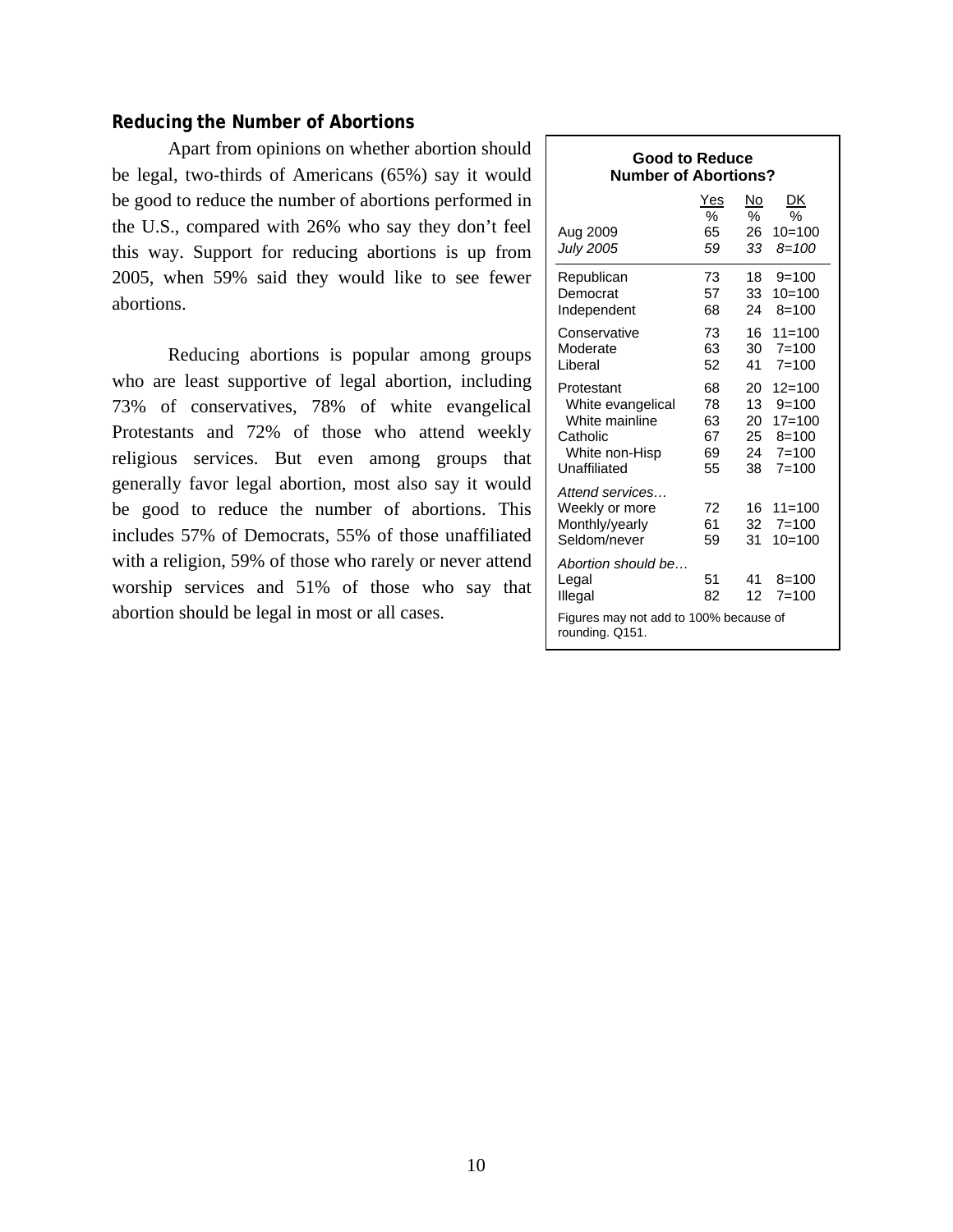### Reducing the Number of Abortions

Apart from opinions on whether abortion should be legal, two-thirds of Americans (65%) say it would be good to reduce the number of abortions performed in the U.S., compared with 26% who say they don't feel this way. Support for reducing abortions is up from 2005, when 59% said they would like to see fewer abortions.

Reducing abortions is popular among groups who are least supportive of legal abortion, including 73% of conservatives, 78% of white evangelical Protestants and 72% of those who attend weekly religious services. But even among groups that generally favor legal abortion, most also say it would be good to reduce the number of abortions. This includes 57% of Democrats, 55% of those unaffiliated with a religion, 59% of those who rarely or never attend worship services and 51% of those who say that abortion should be legal in most or all cases.

**Good to Reduce Number of Abortions?**

| | Yes % | No % | DK % |
|---|---|---|---|
| Aug 2009 | 65 | 26 | 10=100 |
| *July 2005* | *59* | *33* | *8=100* |
| Republican | 73 | 18 | 9=100 |
| Democrat | 57 | 33 | 10=100 |
| Independent | 68 | 24 | 8=100 |
| Conservative | 73 | 16 | 11=100 |
| Moderate | 63 | 30 | 7=100 |
| Liberal | 52 | 41 | 7=100 |
| Protestant | 68 | 20 | 12=100 |
| White evangelical | 78 | 13 | 9=100 |
| White mainline | 63 | 20 | 17=100 |
| Catholic | 67 | 25 | 8=100 |
| White non-Hisp | 69 | 24 | 7=100 |
| Unaffiliated | 55 | 38 | 7=100 |
| *Attend services…* | | | |
| Weekly or more | 72 | 16 | 11=100 |
| Monthly/yearly | 61 | 32 | 7=100 |
| Seldom/never | 59 | 31 | 10=100 |
| *Abortion should be…* | | | |
| Legal | 51 | 41 | 8=100 |
| Illegal | 82 | 12 | 7=100 |

Figures may not add to 100% because of rounding. Q151.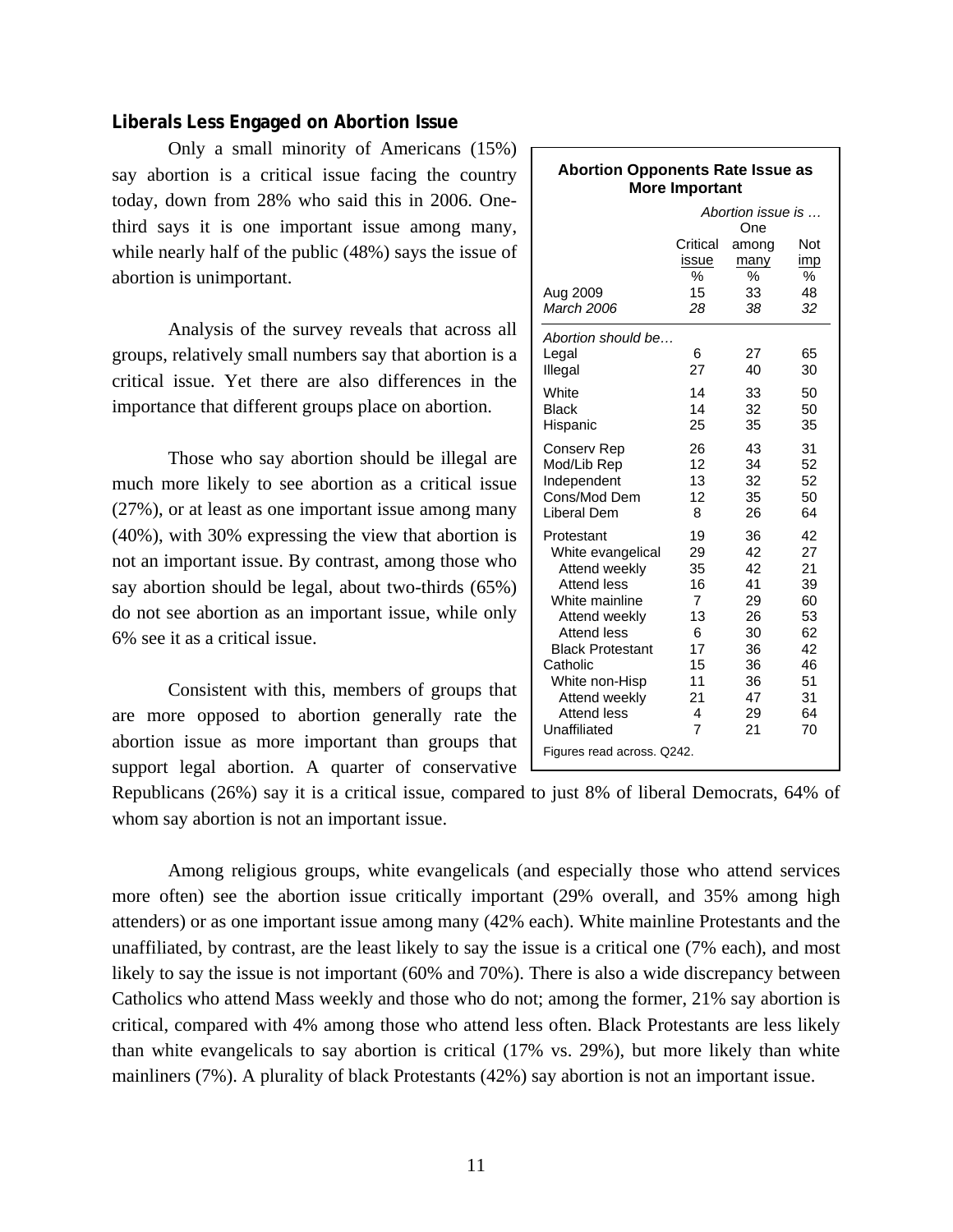### Liberals Less Engaged on Abortion Issue

Only a small minority of Americans (15%) say abortion is a critical issue facing the country today, down from 28% who said this in 2006. One-third says it is one important issue among many, while nearly half of the public (48%) says the issue of abortion is unimportant.

Analysis of the survey reveals that across all groups, relatively small numbers say that abortion is a critical issue. Yet there are also differences in the importance that different groups place on abortion.

Those who say abortion should be illegal are much more likely to see abortion as a critical issue (27%), or at least as one important issue among many (40%), with 30% expressing the view that abortion is not an important issue. By contrast, among those who say abortion should be legal, about two-thirds (65%) do not see abortion as an important issue, while only 6% see it as a critical issue.

Consistent with this, members of groups that are more opposed to abortion generally rate the abortion issue as more important than groups that support legal abortion. A quarter of conservative Republicans (26%) say it is a critical issue, compared to just 8% of liberal Democrats, 64% of whom say abortion is not an important issue.

**Abortion Opponents Rate Issue as More Important**

| | *Abortion issue is …* | | |
|---|---|---|---|
| | Critical issue | One among many | Not imp |
| | % | % | % |
| Aug 2009 | 15 | 33 | 48 |
| *March 2006* | *28* | *38* | *32* |
| *Abortion should be…* | | | |
| Legal | 6 | 27 | 65 |
| Illegal | 27 | 40 | 30 |
| White | 14 | 33 | 50 |
| Black | 14 | 32 | 50 |
| Hispanic | 25 | 35 | 35 |
| Conserv Rep | 26 | 43 | 31 |
| Mod/Lib Rep | 12 | 34 | 52 |
| Independent | 13 | 32 | 52 |
| Cons/Mod Dem | 12 | 35 | 50 |
| Liberal Dem | 8 | 26 | 64 |
| Protestant | 19 | 36 | 42 |
| White evangelical | 29 | 42 | 27 |
| Attend weekly | 35 | 42 | 21 |
| Attend less | 16 | 41 | 39 |
| White mainline | 7 | 29 | 60 |
| Attend weekly | 13 | 26 | 53 |
| Attend less | 6 | 30 | 62 |
| Black Protestant | 17 | 36 | 42 |
| Catholic | 15 | 36 | 46 |
| White non-Hisp | 11 | 36 | 51 |
| Attend weekly | 21 | 47 | 31 |
| Attend less | 4 | 29 | 64 |
| Unaffiliated | 7 | 21 | 70 |

Figures read across. Q242.

Among religious groups, white evangelicals (and especially those who attend services more often) see the abortion issue critically important (29% overall, and 35% among high attenders) or as one important issue among many (42% each). White mainline Protestants and the unaffiliated, by contrast, are the least likely to say the issue is a critical one (7% each), and most likely to say the issue is not important (60% and 70%). There is also a wide discrepancy between Catholics who attend Mass weekly and those who do not; among the former, 21% say abortion is critical, compared with 4% among those who attend less often. Black Protestants are less likely than white evangelicals to say abortion is critical (17% vs. 29%), but more likely than white mainliners (7%). A plurality of black Protestants (42%) say abortion is not an important issue.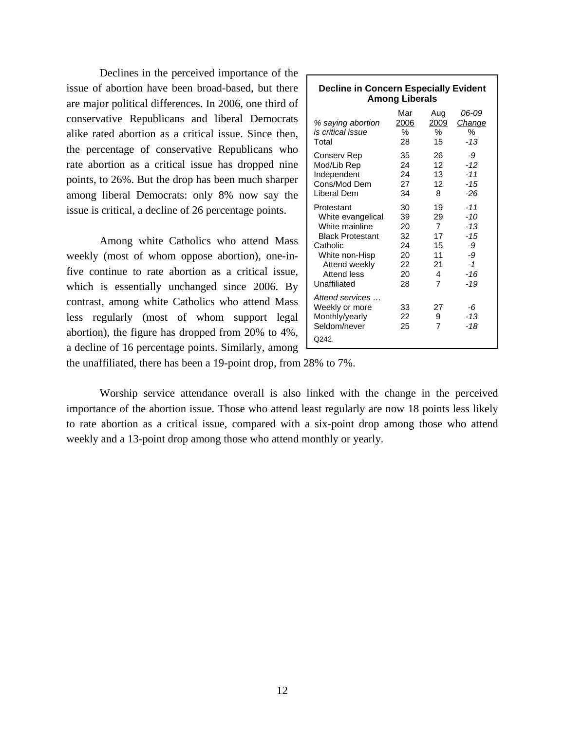Declines in the perceived importance of the issue of abortion have been broad-based, but there are major political differences. In 2006, one third of conservative Republicans and liberal Democrats alike rated abortion as a critical issue. Since then, the percentage of conservative Republicans who rate abortion as a critical issue has dropped nine points, to 26%. But the drop has been much sharper among liberal Democrats: only 8% now say the issue is critical, a decline of 26 percentage points.

**Decline in Concern Especially Evident Among Liberals**

| *% saying abortion is critical issue* | Mar 2006 % | Aug 2009 % | *06-09 Change* % |
|---|---|---|---|
| Total | 28 | 15 | *-13* |
| Conserv Rep | 35 | 26 | *-9* |
| Mod/Lib Rep | 24 | 12 | *-12* |
| Independent | 24 | 13 | *-11* |
| Cons/Mod Dem | 27 | 12 | *-15* |
| Liberal Dem | 34 | 8 | *-26* |
| Protestant | 30 | 19 | *-11* |
| White evangelical | 39 | 29 | *-10* |
| White mainline | 20 | 7 | *-13* |
| Black Protestant | 32 | 17 | *-15* |
| Catholic | 24 | 15 | *-9* |
| White non-Hisp | 20 | 11 | *-9* |
| Attend weekly | 22 | 21 | *-1* |
| Attend less | 20 | 4 | *-16* |
| Unaffiliated | 28 | 7 | *-19* |
| *Attend services …* | | | |
| Weekly or more | 33 | 27 | *-6* |
| Monthly/yearly | 22 | 9 | *-13* |
| Seldom/never | 25 | 7 | *-18* |

Q242.

Among white Catholics who attend Mass weekly (most of whom oppose abortion), one-in-five continue to rate abortion as a critical issue, which is essentially unchanged since 2006. By contrast, among white Catholics who attend Mass less regularly (most of whom support legal abortion), the figure has dropped from 20% to 4%, a decline of 16 percentage points. Similarly, among the unaffiliated, there has been a 19-point drop, from 28% to 7%.

Worship service attendance overall is also linked with the change in the perceived importance of the abortion issue. Those who attend least regularly are now 18 points less likely to rate abortion as a critical issue, compared with a six-point drop among those who attend weekly and a 13-point drop among those who attend monthly or yearly.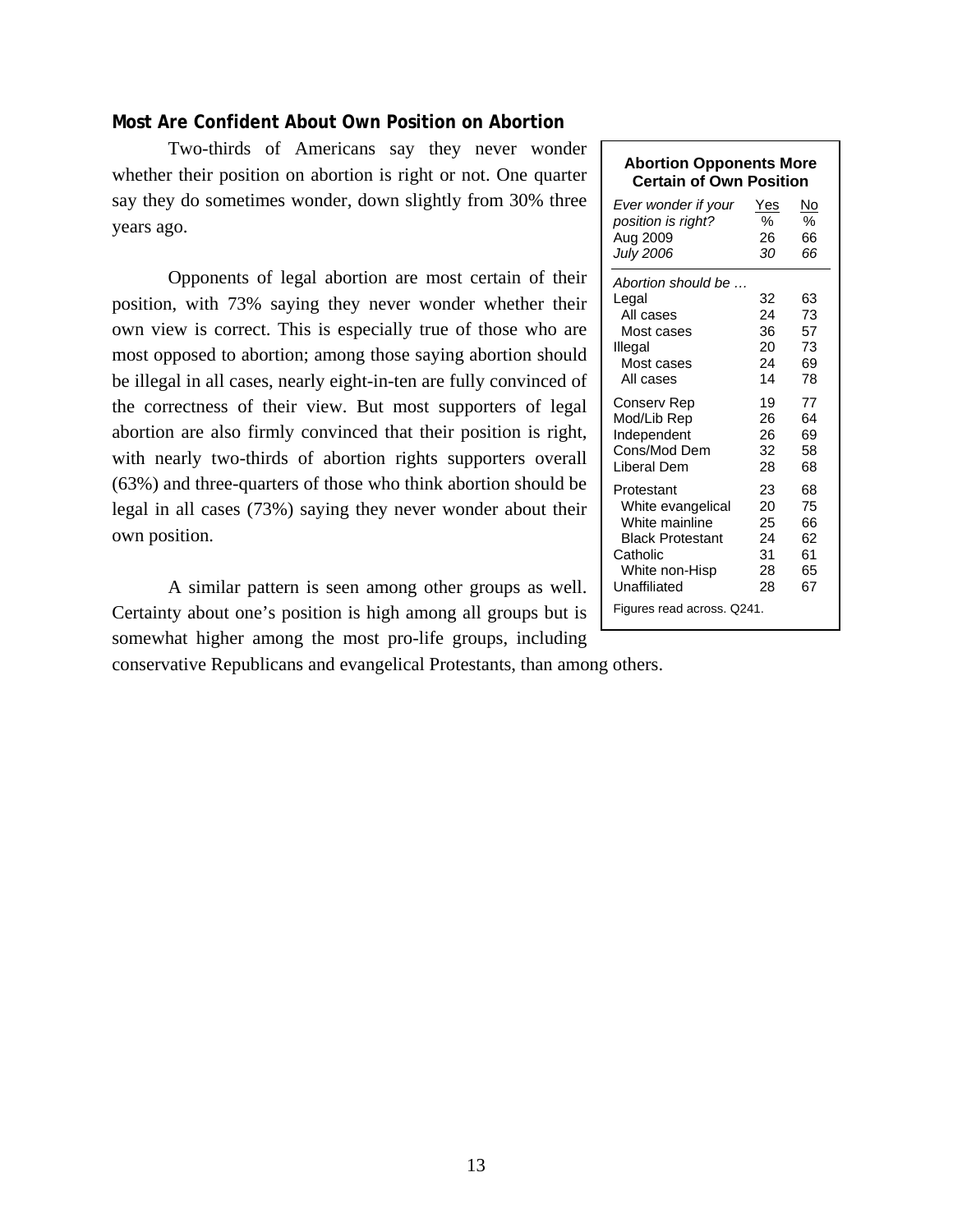**Most Are Confident About Own Position on Abortion**

Two-thirds of Americans say they never wonder whether their position on abortion is right or not. One quarter say they do sometimes wonder, down slightly from 30% three years ago.

Opponents of legal abortion are most certain of their position, with 73% saying they never wonder whether their own view is correct. This is especially true of those who are most opposed to abortion; among those saying abortion should be illegal in all cases, nearly eight-in-ten are fully convinced of the correctness of their view. But most supporters of legal abortion are also firmly convinced that their position is right, with nearly two-thirds of abortion rights supporters overall (63%) and three-quarters of those who think abortion should be legal in all cases (73%) saying they never wonder about their own position.

A similar pattern is seen among other groups as well. Certainty about one's position is high among all groups but is somewhat higher among the most pro-life groups, including conservative Republicans and evangelical Protestants, than among others.

**Abortion Opponents More Certain of Own Position**

| *Ever wonder if your position is right?* | Yes % | No % |
|---|---|---|
| Aug 2009 | 26 | 66 |
| *July 2006* | *30* | *66* |
| *Abortion should be …* | | |
| Legal | 32 | 63 |
| All cases | 24 | 73 |
| Most cases | 36 | 57 |
| Illegal | 20 | 73 |
| Most cases | 24 | 69 |
| All cases | 14 | 78 |
| Conserv Rep | 19 | 77 |
| Mod/Lib Rep | 26 | 64 |
| Independent | 26 | 69 |
| Cons/Mod Dem | 32 | 58 |
| Liberal Dem | 28 | 68 |
| Protestant | 23 | 68 |
| White evangelical | 20 | 75 |
| White mainline | 25 | 66 |
| Black Protestant | 24 | 62 |
| Catholic | 31 | 61 |
| White non-Hisp | 28 | 65 |
| Unaffiliated | 28 | 67 |

Figures read across. Q241.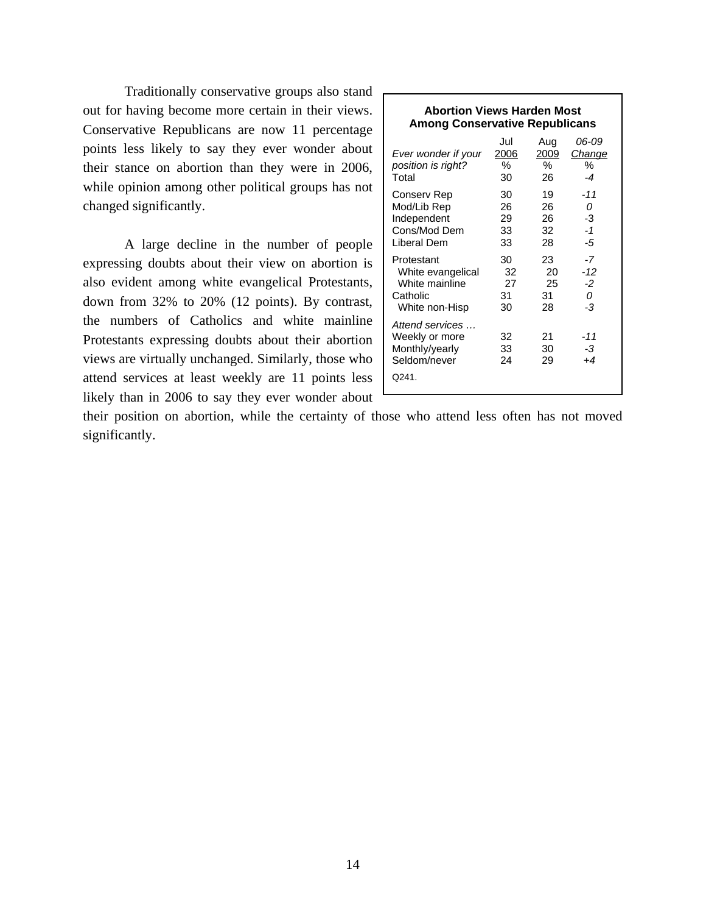Traditionally conservative groups also stand out for having become more certain in their views. Conservative Republicans are now 11 percentage points less likely to say they ever wonder about their stance on abortion than they were in 2006, while opinion among other political groups has not changed significantly.

**Abortion Views Harden Most Among Conservative Republicans**

| *Ever wonder if your position is right?* | Jul 2006 % | Aug 2009 % | *06-09 Change* % |
|---|---|---|---|
| Total | 30 | 26 | *-4* |
| Conserv Rep | 30 | 19 | *-11* |
| Mod/Lib Rep | 26 | 26 | *0* |
| Independent | 29 | 26 | -3 |
| Cons/Mod Dem | 33 | 32 | *-1* |
| Liberal Dem | 33 | 28 | *-5* |
| Protestant | 30 | 23 | *-7* |
| White evangelical | 32 | 20 | *-12* |
| White mainline | 27 | 25 | *-2* |
| Catholic | 31 | 31 | *0* |
| White non-Hisp | 30 | 28 | *-3* |
| *Attend services …* | | | |
| Weekly or more | 32 | 21 | *-11* |
| Monthly/yearly | 33 | 30 | *-3* |
| Seldom/never | 24 | 29 | *+4* |

Q241.

A large decline in the number of people expressing doubts about their view on abortion is also evident among white evangelical Protestants, down from 32% to 20% (12 points). By contrast, the numbers of Catholics and white mainline Protestants expressing doubts about their abortion views are virtually unchanged. Similarly, those who attend services at least weekly are 11 points less likely than in 2006 to say they ever wonder about their position on abortion, while the certainty of those who attend less often has not moved significantly.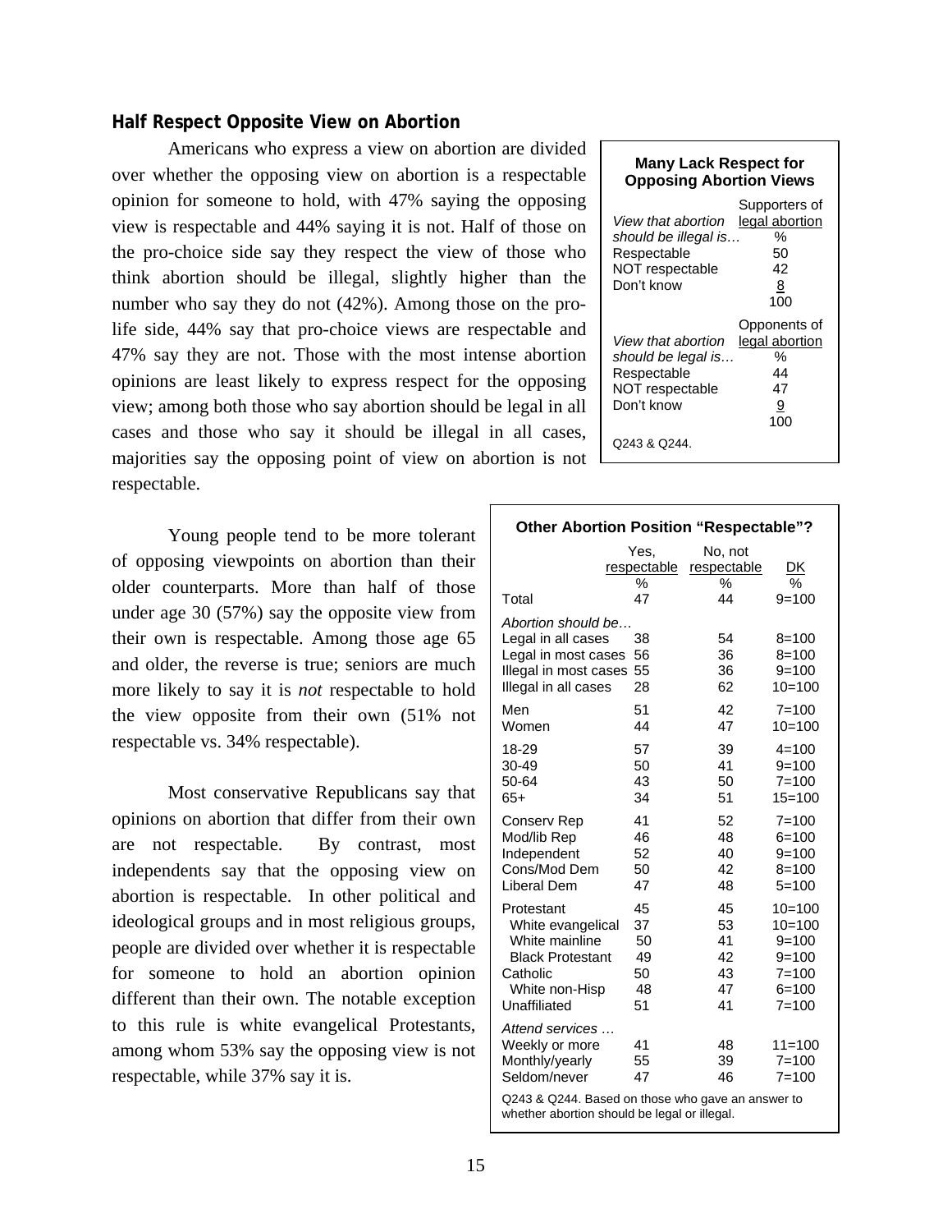### Half Respect Opposite View on Abortion

Americans who express a view on abortion are divided over whether the opposing view on abortion is a respectable opinion for someone to hold, with 47% saying the opposing view is respectable and 44% saying it is not. Half of those on the pro-choice side say they respect the view of those who think abortion should be illegal, slightly higher than the number who say they do not (42%). Among those on the pro-life side, 44% say that pro-choice views are respectable and 47% say they are not. Those with the most intense abortion opinions are least likely to express respect for the opposing view; among both those who say abortion should be legal in all cases and those who say it should be illegal in all cases, majorities say the opposing point of view on abortion is not respectable.

**Many Lack Respect for Opposing Abortion Views**

| *View that abortion should be illegal is…* | Supporters of legal abortion |
|---|---|
| | % |
| Respectable | 50 |
| NOT respectable | 42 |
| Don't know | 8 |
| | 100 |

| *View that abortion should be legal is…* | Opponents of legal abortion |
|---|---|
| | % |
| Respectable | 44 |
| NOT respectable | 47 |
| Don't know | 9 |
| | 100 |

Q243 & Q244.

Young people tend to be more tolerant of opposing viewpoints on abortion than their older counterparts. More than half of those under age 30 (57%) say the opposite view from their own is respectable. Among those age 65 and older, the reverse is true; seniors are much more likely to say it is *not* respectable to hold the view opposite from their own (51% not respectable vs. 34% respectable).

Most conservative Republicans say that opinions on abortion that differ from their own are not respectable. By contrast, most independents say that the opposing view on abortion is respectable. In other political and ideological groups and in most religious groups, people are divided over whether it is respectable for someone to hold an abortion opinion different than their own. The notable exception to this rule is white evangelical Protestants, among whom 53% say the opposing view is not respectable, while 37% say it is.

**Other Abortion Position "Respectable"?**

| | Yes, respectable | No, not respectable | DK |
|---|---|---|---|
| | % | % | % |
| Total | 47 | 44 | 9=100 |
| *Abortion should be…* | | | |
| Legal in all cases | 38 | 54 | 8=100 |
| Legal in most cases | 56 | 36 | 8=100 |
| Illegal in most cases | 55 | 36 | 9=100 |
| Illegal in all cases | 28 | 62 | 10=100 |
| Men | 51 | 42 | 7=100 |
| Women | 44 | 47 | 10=100 |
| 18-29 | 57 | 39 | 4=100 |
| 30-49 | 50 | 41 | 9=100 |
| 50-64 | 43 | 50 | 7=100 |
| 65+ | 34 | 51 | 15=100 |
| Conserv Rep | 41 | 52 | 7=100 |
| Mod/lib Rep | 46 | 48 | 6=100 |
| Independent | 52 | 40 | 9=100 |
| Cons/Mod Dem | 50 | 42 | 8=100 |
| Liberal Dem | 47 | 48 | 5=100 |
| Protestant | 45 | 45 | 10=100 |
| White evangelical | 37 | 53 | 10=100 |
| White mainline | 50 | 41 | 9=100 |
| Black Protestant | 49 | 42 | 9=100 |
| Catholic | 50 | 43 | 7=100 |
| White non-Hisp | 48 | 47 | 6=100 |
| Unaffiliated | 51 | 41 | 7=100 |
| *Attend services …* | | | |
| Weekly or more | 41 | 48 | 11=100 |
| Monthly/yearly | 55 | 39 | 7=100 |
| Seldom/never | 47 | 46 | 7=100 |

Q243 & Q244. Based on those who gave an answer to whether abortion should be legal or illegal.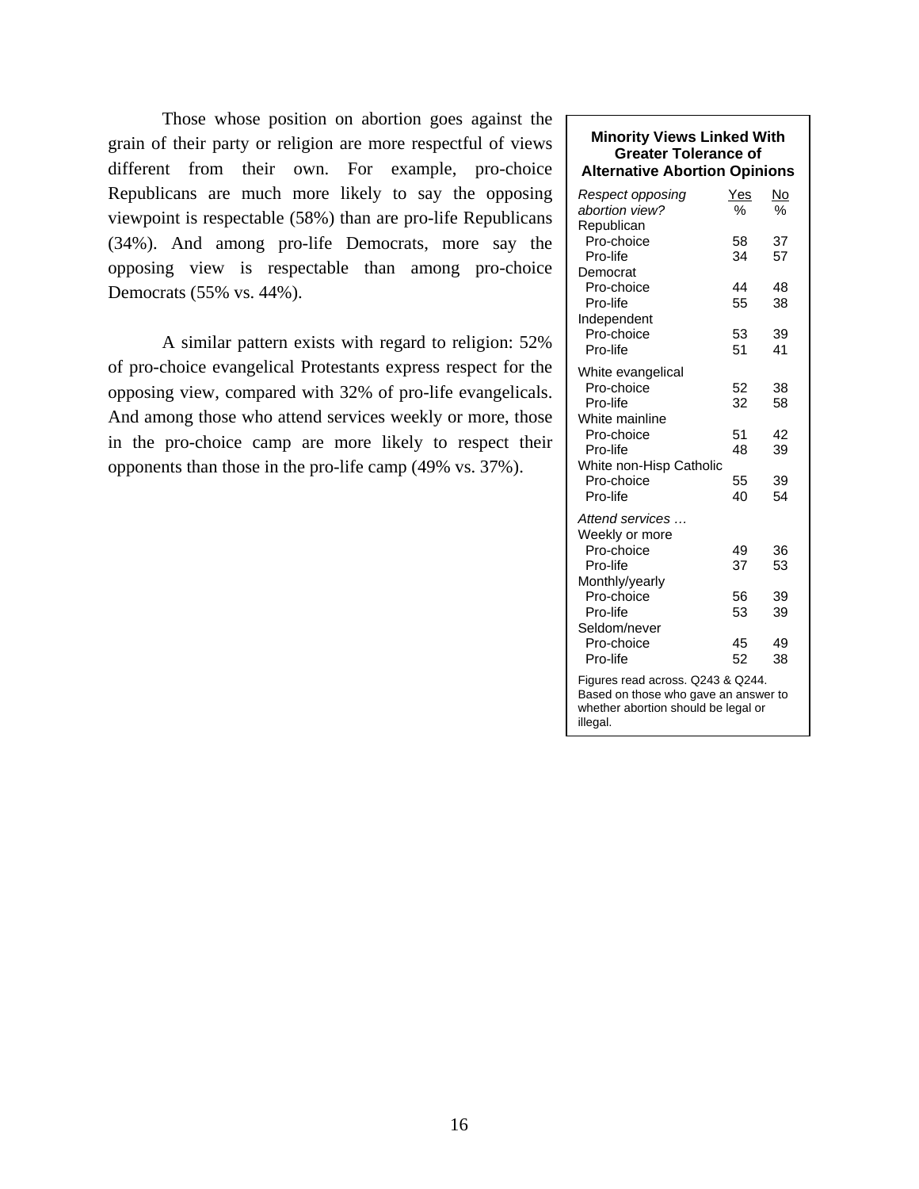Those whose position on abortion goes against the grain of their party or religion are more respectful of views different from their own. For example, pro-choice Republicans are much more likely to say the opposing viewpoint is respectable (58%) than are pro-life Republicans (34%). And among pro-life Democrats, more say the opposing view is respectable than among pro-choice Democrats (55% vs. 44%).

A similar pattern exists with regard to religion: 52% of pro-choice evangelical Protestants express respect for the opposing view, compared with 32% of pro-life evangelicals. And among those who attend services weekly or more, those in the pro-choice camp are more likely to respect their opponents than those in the pro-life camp (49% vs. 37%).

**Minority Views Linked With Greater Tolerance of Alternative Abortion Opinions**

| *Respect opposing abortion view?* | Yes % | No % |
|---|---|---|
| Republican | | |
| Pro-choice | 58 | 37 |
| Pro-life | 34 | 57 |
| Democrat | | |
| Pro-choice | 44 | 48 |
| Pro-life | 55 | 38 |
| Independent | | |
| Pro-choice | 53 | 39 |
| Pro-life | 51 | 41 |
| White evangelical | | |
| Pro-choice | 52 | 38 |
| Pro-life | 32 | 58 |
| White mainline | | |
| Pro-choice | 51 | 42 |
| Pro-life | 48 | 39 |
| White non-Hisp Catholic | | |
| Pro-choice | 55 | 39 |
| Pro-life | 40 | 54 |
| *Attend services …* | | |
| Weekly or more | | |
| Pro-choice | 49 | 36 |
| Pro-life | 37 | 53 |
| Monthly/yearly | | |
| Pro-choice | 56 | 39 |
| Pro-life | 53 | 39 |
| Seldom/never | | |
| Pro-choice | 45 | 49 |
| Pro-life | 52 | 38 |

Figures read across. Q243 & Q244. Based on those who gave an answer to whether abortion should be legal or illegal.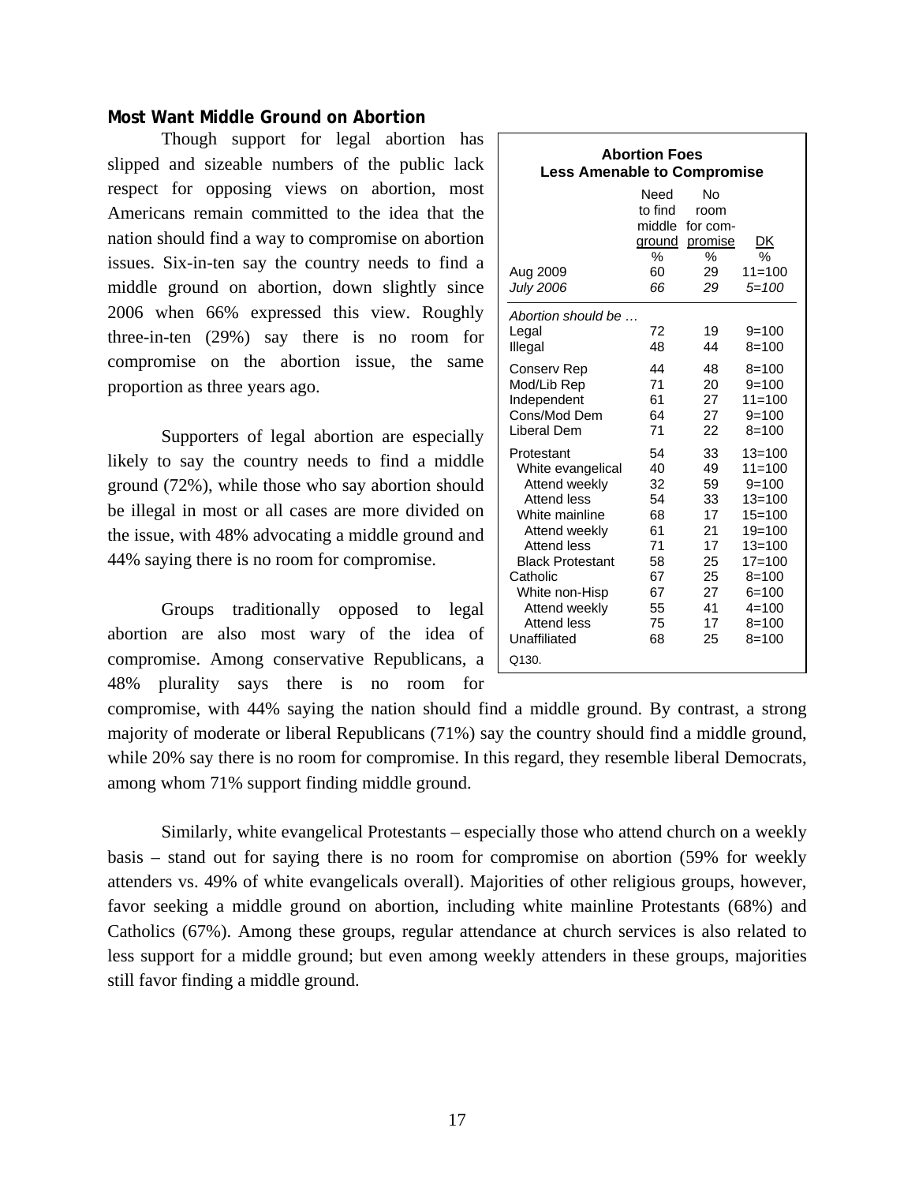### Most Want Middle Ground on Abortion

Though support for legal abortion has slipped and sizeable numbers of the public lack respect for opposing views on abortion, most Americans remain committed to the idea that the nation should find a way to compromise on abortion issues. Six-in-ten say the country needs to find a middle ground on abortion, down slightly since 2006 when 66% expressed this view. Roughly three-in-ten (29%) say there is no room for compromise on the abortion issue, the same proportion as three years ago.

**Abortion Foes Less Amenable to Compromise**

| | Need to find middle ground | No room for compromise | DK |
|---|---|---|---|
| | % | % | % |
| Aug 2009 | 60 | 29 | 11=100 |
| *July 2006* | *66* | *29* | *5=100* |
| *Abortion should be …* | | | |
| Legal | 72 | 19 | 9=100 |
| Illegal | 48 | 44 | 8=100 |
| Conserv Rep | 44 | 48 | 8=100 |
| Mod/Lib Rep | 71 | 20 | 9=100 |
| Independent | 61 | 27 | 11=100 |
| Cons/Mod Dem | 64 | 27 | 9=100 |
| Liberal Dem | 71 | 22 | 8=100 |
| Protestant | 54 | 33 | 13=100 |
| White evangelical | 40 | 49 | 11=100 |
| Attend weekly | 32 | 59 | 9=100 |
| Attend less | 54 | 33 | 13=100 |
| White mainline | 68 | 17 | 15=100 |
| Attend weekly | 61 | 21 | 19=100 |
| Attend less | 71 | 17 | 13=100 |
| Black Protestant | 58 | 25 | 17=100 |
| Catholic | 67 | 25 | 8=100 |
| White non-Hisp | 67 | 27 | 6=100 |
| Attend weekly | 55 | 41 | 4=100 |
| Attend less | 75 | 17 | 8=100 |
| Unaffiliated | 68 | 25 | 8=100 |

Q130.

Supporters of legal abortion are especially likely to say the country needs to find a middle ground (72%), while those who say abortion should be illegal in most or all cases are more divided on the issue, with 48% advocating a middle ground and 44% saying there is no room for compromise.

Groups traditionally opposed to legal abortion are also most wary of the idea of compromise. Among conservative Republicans, a 48% plurality says there is no room for compromise, with 44% saying the nation should find a middle ground. By contrast, a strong majority of moderate or liberal Republicans (71%) say the country should find a middle ground, while 20% say there is no room for compromise. In this regard, they resemble liberal Democrats, among whom 71% support finding middle ground.

Similarly, white evangelical Protestants – especially those who attend church on a weekly basis – stand out for saying there is no room for compromise on abortion (59% for weekly attenders vs. 49% of white evangelicals overall). Majorities of other religious groups, however, favor seeking a middle ground on abortion, including white mainline Protestants (68%) and Catholics (67%). Among these groups, regular attendance at church services is also related to less support for a middle ground; but even among weekly attenders in these groups, majorities still favor finding a middle ground.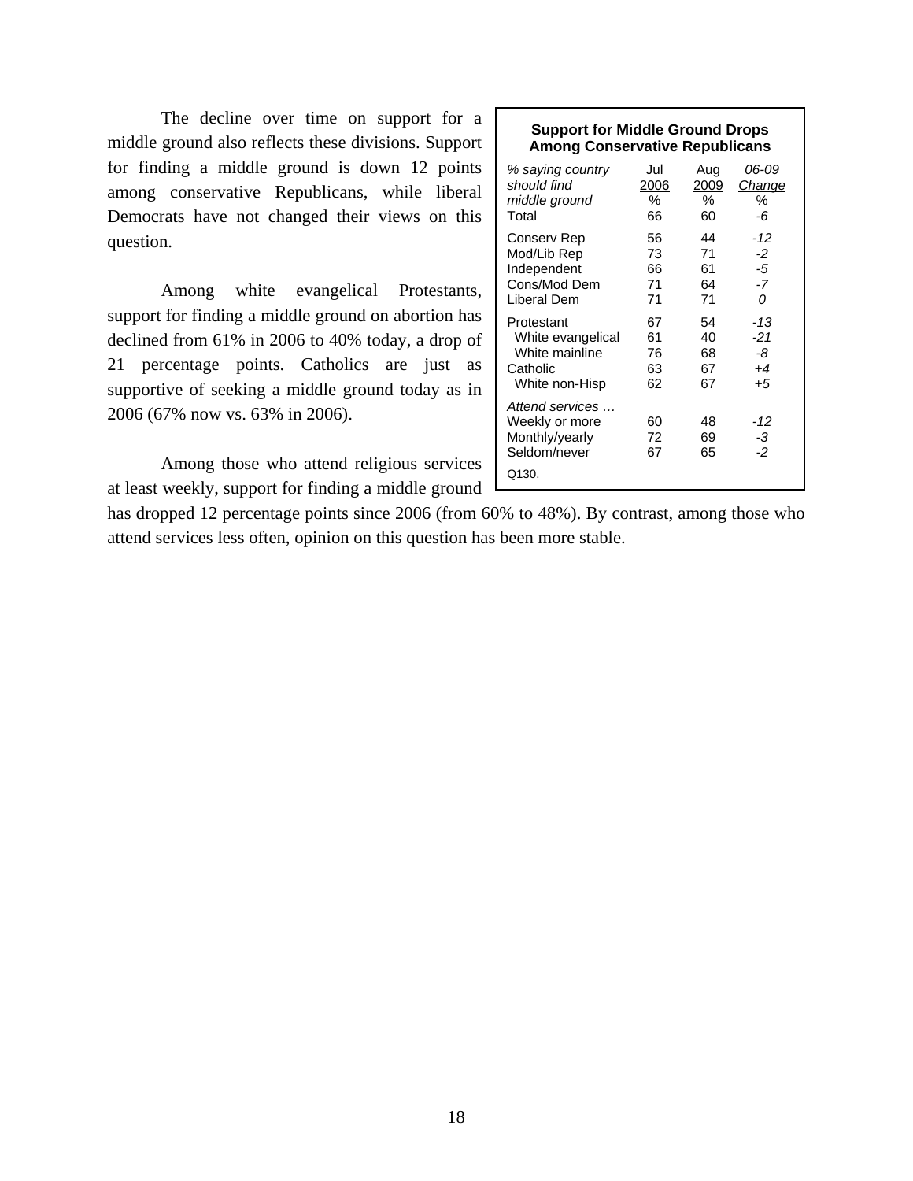The decline over time on support for a middle ground also reflects these divisions. Support for finding a middle ground is down 12 points among conservative Republicans, while liberal Democrats have not changed their views on this question.

**Support for Middle Ground Drops Among Conservative Republicans**

| *% saying country should find middle ground* | Jul 2006 % | Aug 2009 % | *06-09 Change %* |
|---|---|---|---|
| Total | 66 | 60 | *-6* |
| Conserv Rep | 56 | 44 | *-12* |
| Mod/Lib Rep | 73 | 71 | *-2* |
| Independent | 66 | 61 | *-5* |
| Cons/Mod Dem | 71 | 64 | *-7* |
| Liberal Dem | 71 | 71 | *0* |
| Protestant | 67 | 54 | *-13* |
| White evangelical | 61 | 40 | *-21* |
| White mainline | 76 | 68 | *-8* |
| Catholic | 63 | 67 | *+4* |
| White non-Hisp | 62 | 67 | *+5* |
| *Attend services …* | | | |
| Weekly or more | 60 | 48 | *-12* |
| Monthly/yearly | 72 | 69 | *-3* |
| Seldom/never | 67 | 65 | *-2* |

Q130.

Among white evangelical Protestants, support for finding a middle ground on abortion has declined from 61% in 2006 to 40% today, a drop of 21 percentage points. Catholics are just as supportive of seeking a middle ground today as in 2006 (67% now vs. 63% in 2006).

Among those who attend religious services at least weekly, support for finding a middle ground has dropped 12 percentage points since 2006 (from 60% to 48%). By contrast, among those who attend services less often, opinion on this question has been more stable.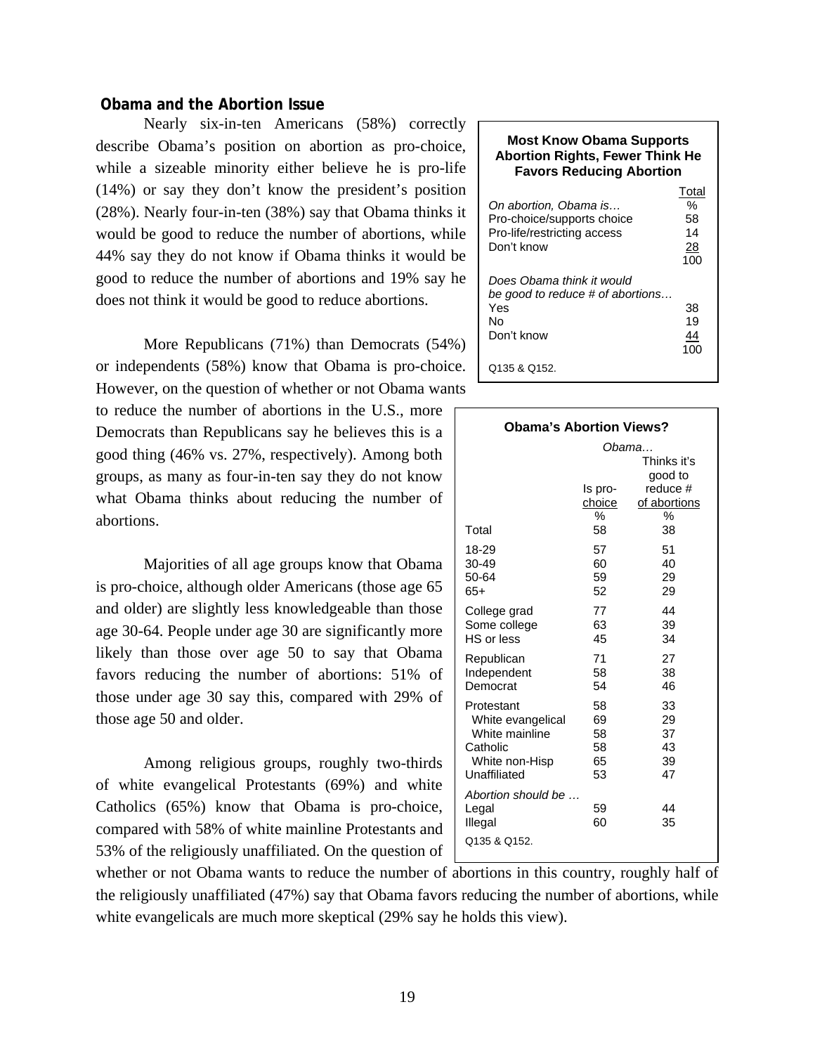## Obama and the Abortion Issue

Nearly six-in-ten Americans (58%) correctly describe Obama's position on abortion as pro-choice, while a sizeable minority either believe he is pro-life (14%) or say they don't know the president's position (28%). Nearly four-in-ten (38%) say that Obama thinks it would be good to reduce the number of abortions, while 44% say they do not know if Obama thinks it would be good to reduce the number of abortions and 19% say he does not think it would be good to reduce abortions.

**Most Know Obama Supports Abortion Rights, Fewer Think He Favors Reducing Abortion**

| | Total |
|---|---|
| *On abortion, Obama is…* | % |
| Pro-choice/supports choice | 58 |
| Pro-life/restricting access | 14 |
| Don't know | 28 |
| | 100 |
| *Does Obama think it would be good to reduce # of abortions…* | |
| Yes | 38 |
| No | 19 |
| Don't know | 44 |
| | 100 |

Q135 & Q152.

More Republicans (71%) than Democrats (54%) or independents (58%) know that Obama is pro-choice. However, on the question of whether or not Obama wants to reduce the number of abortions in the U.S., more Democrats than Republicans say he believes this is a good thing (46% vs. 27%, respectively). Among both groups, as many as four-in-ten say they do not know what Obama thinks about reducing the number of abortions.

Majorities of all age groups know that Obama is pro-choice, although older Americans (those age 65 and older) are slightly less knowledgeable than those age 30-64. People under age 30 are significantly more likely than those over age 50 to say that Obama favors reducing the number of abortions: 51% of those under age 30 say this, compared with 29% of those age 50 and older.

Among religious groups, roughly two-thirds of white evangelical Protestants (69%) and white Catholics (65%) know that Obama is pro-choice, compared with 58% of white mainline Protestants and 53% of the religiously unaffiliated. On the question of whether or not Obama wants to reduce the number of abortions in this country, roughly half of the religiously unaffiliated (47%) say that Obama favors reducing the number of abortions, while white evangelicals are much more skeptical (29% say he holds this view).

**Obama's Abortion Views?**

| | *Obama…* Is pro-choice | Thinks it's good to reduce # of abortions |
|---|---|---|
| | % | % |
| Total | 58 | 38 |
| 18-29 | 57 | 51 |
| 30-49 | 60 | 40 |
| 50-64 | 59 | 29 |
| 65+ | 52 | 29 |
| College grad | 77 | 44 |
| Some college | 63 | 39 |
| HS or less | 45 | 34 |
| Republican | 71 | 27 |
| Independent | 58 | 38 |
| Democrat | 54 | 46 |
| Protestant | 58 | 33 |
| White evangelical | 69 | 29 |
| White mainline | 58 | 37 |
| Catholic | 58 | 43 |
| White non-Hisp | 65 | 39 |
| Unaffiliated | 53 | 47 |
| *Abortion should be …* | | |
| Legal | 59 | 44 |
| Illegal | 60 | 35 |

Q135 & Q152.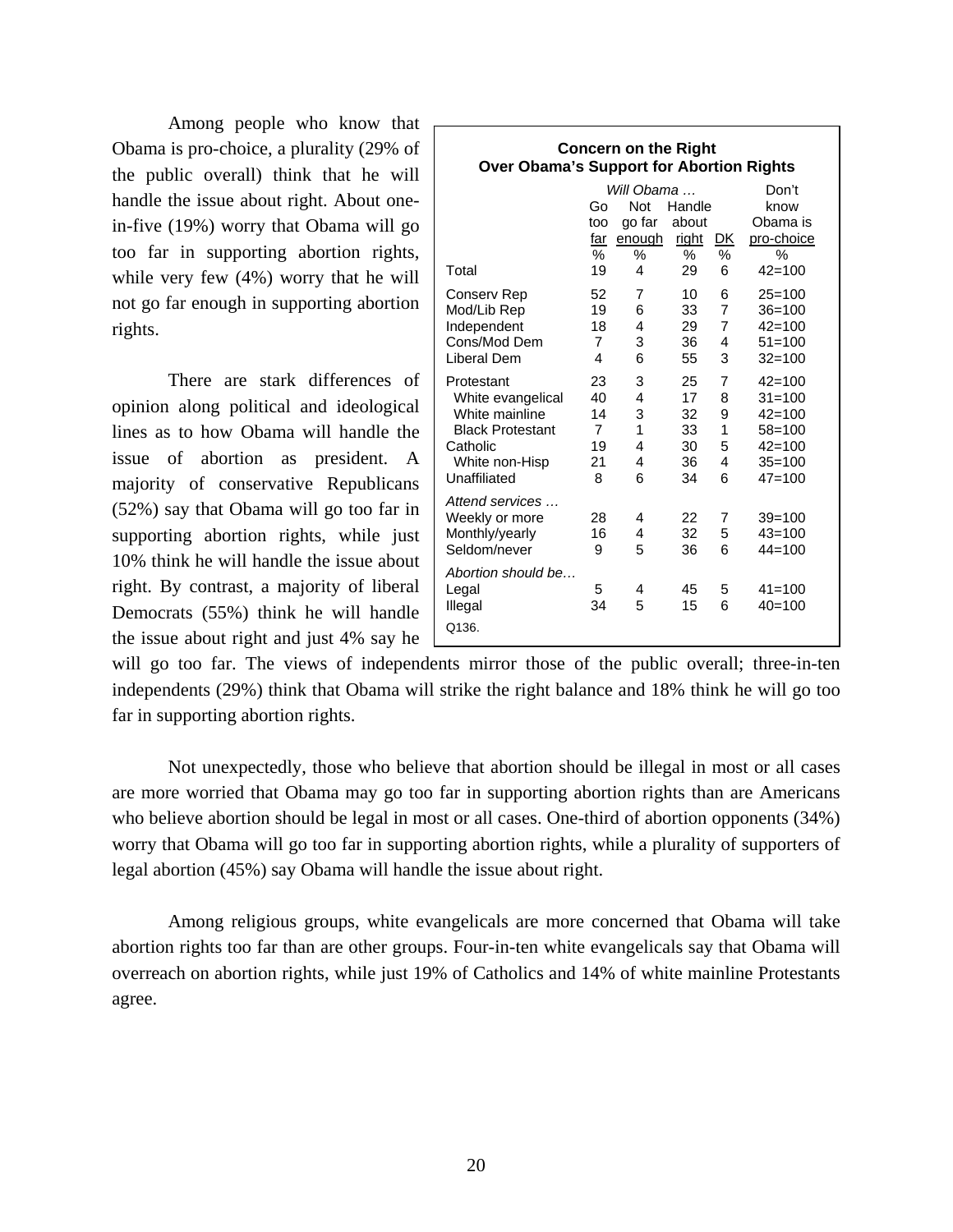Among people who know that Obama is pro-choice, a plurality (29% of the public overall) think that he will handle the issue about right. About one-in-five (19%) worry that Obama will go too far in supporting abortion rights, while very few (4%) worry that he will not go far enough in supporting abortion rights.

**Concern on the Right Over Obama's Support for Abortion Rights**

| | *Will Obama …* Go too far | Not go far enough | Handle about right | DK | Don't know Obama is pro-choice |
|---|---|---|---|---|---|
| | % | % | % | % | % |
| Total | 19 | 4 | 29 | 6 | 42=100 |
| Conserv Rep | 52 | 7 | 10 | 6 | 25=100 |
| Mod/Lib Rep | 19 | 6 | 33 | 7 | 36=100 |
| Independent | 18 | 4 | 29 | 7 | 42=100 |
| Cons/Mod Dem | 7 | 3 | 36 | 4 | 51=100 |
| Liberal Dem | 4 | 6 | 55 | 3 | 32=100 |
| Protestant | 23 | 3 | 25 | 7 | 42=100 |
| White evangelical | 40 | 4 | 17 | 8 | 31=100 |
| White mainline | 14 | 3 | 32 | 9 | 42=100 |
| Black Protestant | 7 | 1 | 33 | 1 | 58=100 |
| Catholic | 19 | 4 | 30 | 5 | 42=100 |
| White non-Hisp | 21 | 4 | 36 | 4 | 35=100 |
| Unaffiliated | 8 | 6 | 34 | 6 | 47=100 |
| *Attend services …* | | | | | |
| Weekly or more | 28 | 4 | 22 | 7 | 39=100 |
| Monthly/yearly | 16 | 4 | 32 | 5 | 43=100 |
| Seldom/never | 9 | 5 | 36 | 6 | 44=100 |
| *Abortion should be…* | | | | | |
| Legal | 5 | 4 | 45 | 5 | 41=100 |
| Illegal | 34 | 5 | 15 | 6 | 40=100 |

Q136.

There are stark differences of opinion along political and ideological lines as to how Obama will handle the issue of abortion as president. A majority of conservative Republicans (52%) say that Obama will go too far in supporting abortion rights, while just 10% think he will handle the issue about right. By contrast, a majority of liberal Democrats (55%) think he will handle the issue about right and just 4% say he will go too far. The views of independents mirror those of the public overall; three-in-ten independents (29%) think that Obama will strike the right balance and 18% think he will go too far in supporting abortion rights.

Not unexpectedly, those who believe that abortion should be illegal in most or all cases are more worried that Obama may go too far in supporting abortion rights than are Americans who believe abortion should be legal in most or all cases. One-third of abortion opponents (34%) worry that Obama will go too far in supporting abortion rights, while a plurality of supporters of legal abortion (45%) say Obama will handle the issue about right.

Among religious groups, white evangelicals are more concerned that Obama will take abortion rights too far than are other groups. Four-in-ten white evangelicals say that Obama will overreach on abortion rights, while just 19% of Catholics and 14% of white mainline Protestants agree.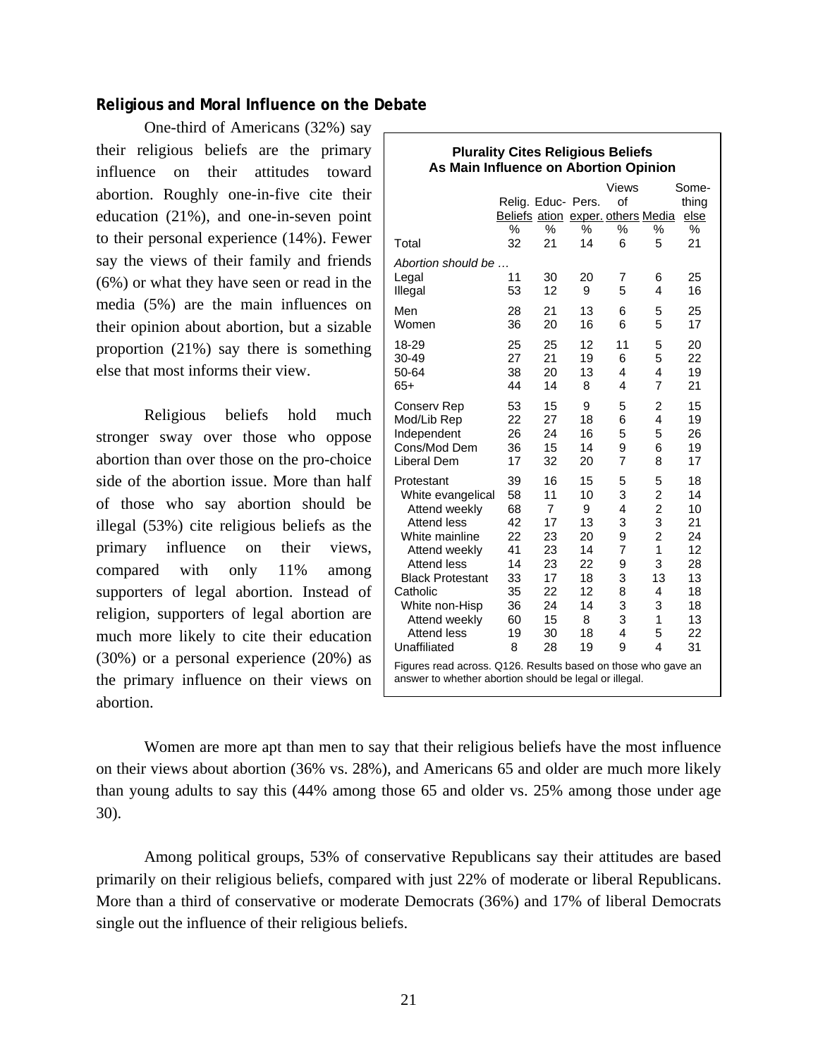### Religious and Moral Influence on the Debate

One-third of Americans (32%) say their religious beliefs are the primary influence on their attitudes toward abortion. Roughly one-in-five cite their education (21%), and one-in-seven point to their personal experience (14%). Fewer say the views of their family and friends (6%) or what they have seen or read in the media (5%) are the main influences on their opinion about abortion, but a sizable proportion (21%) say there is something else that most informs their view.

Religious beliefs hold much stronger sway over those who oppose abortion than over those on the pro-choice side of the abortion issue. More than half of those who say abortion should be illegal (53%) cite religious beliefs as the primary influence on their views, compared with only 11% among supporters of legal abortion. Instead of religion, supporters of legal abortion are much more likely to cite their education (30%) or a personal experience (20%) as the primary influence on their views on abortion.

**Plurality Cites Religious Beliefs As Main Influence on Abortion Opinion**

| | Relig. Beliefs | Educ-ation | Pers. exper. | Views of others | Media | Some-thing else |
|---|---|---|---|---|---|---|
| | % | % | % | % | % | % |
| Total | 32 | 21 | 14 | 6 | 5 | 21 |
| *Abortion should be …* | | | | | | |
| Legal | 11 | 30 | 20 | 7 | 6 | 25 |
| Illegal | 53 | 12 | 9 | 5 | 4 | 16 |
| Men | 28 | 21 | 13 | 6 | 5 | 25 |
| Women | 36 | 20 | 16 | 6 | 5 | 17 |
| 18-29 | 25 | 25 | 12 | 11 | 5 | 20 |
| 30-49 | 27 | 21 | 19 | 6 | 5 | 22 |
| 50-64 | 38 | 20 | 13 | 4 | 4 | 19 |
| 65+ | 44 | 14 | 8 | 4 | 7 | 21 |
| Conserv Rep | 53 | 15 | 9 | 5 | 2 | 15 |
| Mod/Lib Rep | 22 | 27 | 18 | 6 | 4 | 19 |
| Independent | 26 | 24 | 16 | 5 | 5 | 26 |
| Cons/Mod Dem | 36 | 15 | 14 | 9 | 6 | 19 |
| Liberal Dem | 17 | 32 | 20 | 7 | 8 | 17 |
| Protestant | 39 | 16 | 15 | 5 | 5 | 18 |
| White evangelical | 58 | 11 | 10 | 3 | 2 | 14 |
| Attend weekly | 68 | 7 | 9 | 4 | 2 | 10 |
| Attend less | 42 | 17 | 13 | 3 | 3 | 21 |
| White mainline | 22 | 23 | 20 | 9 | 2 | 24 |
| Attend weekly | 41 | 23 | 14 | 7 | 1 | 12 |
| Attend less | 14 | 23 | 22 | 9 | 3 | 28 |
| Black Protestant | 33 | 17 | 18 | 3 | 13 | 13 |
| Catholic | 35 | 22 | 12 | 8 | 4 | 18 |
| White non-Hisp | 36 | 24 | 14 | 3 | 3 | 18 |
| Attend weekly | 60 | 15 | 8 | 3 | 1 | 13 |
| Attend less | 19 | 30 | 18 | 4 | 5 | 22 |
| Unaffiliated | 8 | 28 | 19 | 9 | 4 | 31 |

Figures read across. Q126. Results based on those who gave an answer to whether abortion should be legal or illegal.

Women are more apt than men to say that their religious beliefs have the most influence on their views about abortion (36% vs. 28%), and Americans 65 and older are much more likely than young adults to say this (44% among those 65 and older vs. 25% among those under age 30).

Among political groups, 53% of conservative Republicans say their attitudes are based primarily on their religious beliefs, compared with just 22% of moderate or liberal Republicans. More than a third of conservative or moderate Democrats (36%) and 17% of liberal Democrats single out the influence of their religious beliefs.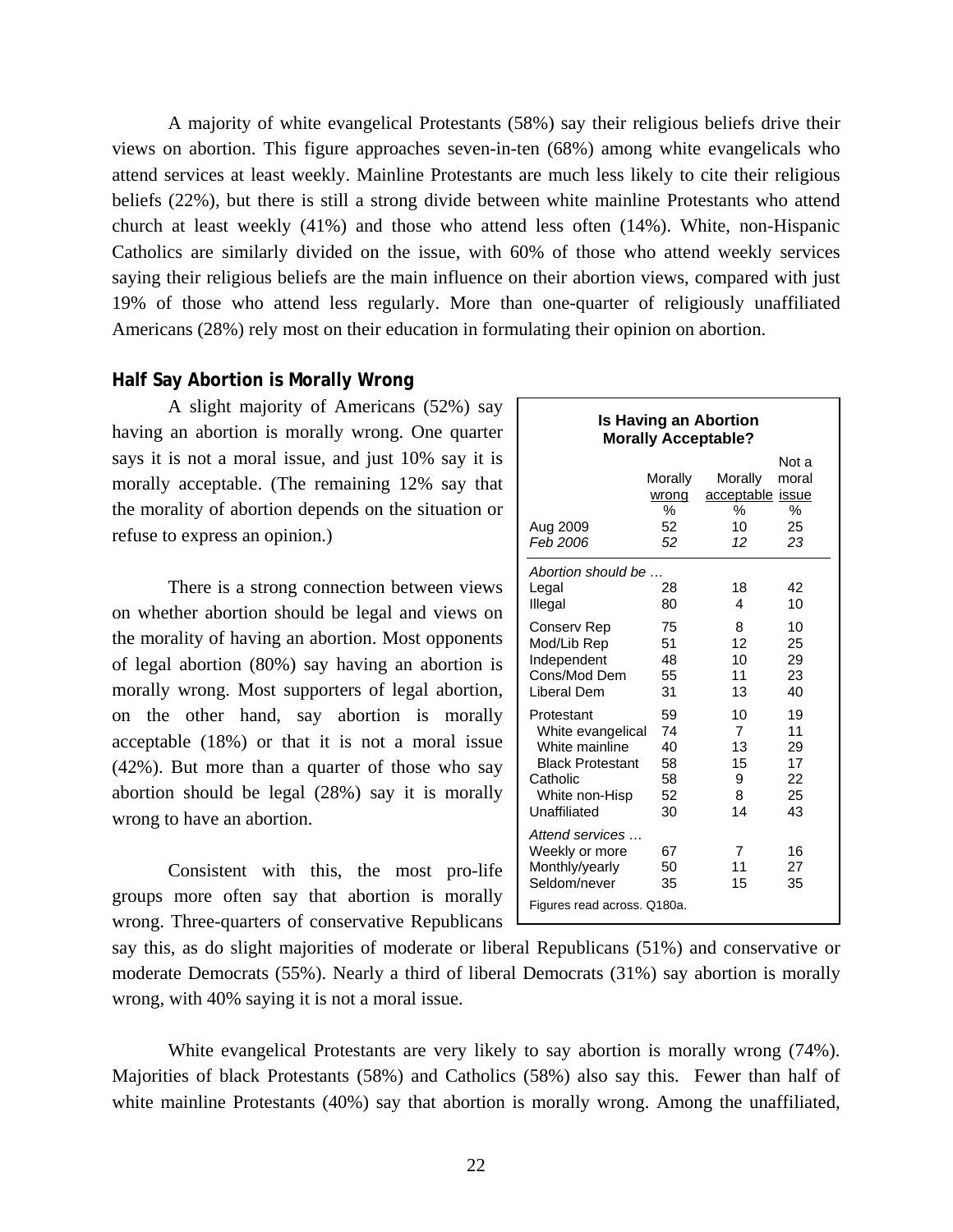A majority of white evangelical Protestants (58%) say their religious beliefs drive their views on abortion. This figure approaches seven-in-ten (68%) among white evangelicals who attend services at least weekly. Mainline Protestants are much less likely to cite their religious beliefs (22%), but there is still a strong divide between white mainline Protestants who attend church at least weekly (41%) and those who attend less often (14%). White, non-Hispanic Catholics are similarly divided on the issue, with 60% of those who attend weekly services saying their religious beliefs are the main influence on their abortion views, compared with just 19% of those who attend less regularly. More than one-quarter of religiously unaffiliated Americans (28%) rely most on their education in formulating their opinion on abortion.

**Half Say Abortion is Morally Wrong**

A slight majority of Americans (52%) say having an abortion is morally wrong. One quarter says it is not a moral issue, and just 10% say it is morally acceptable. (The remaining 12% say that the morality of abortion depends on the situation or refuse to express an opinion.)

**Is Having an Abortion Morally Acceptable?**

| | Morally wrong % | Morally acceptable % | Not a moral issue % |
|---|---|---|---|
| Aug 2009 | 52 | 10 | 25 |
| *Feb 2006* | *52* | *12* | *23* |
| *Abortion should be …* | | | |
| Legal | 28 | 18 | 42 |
| Illegal | 80 | 4 | 10 |
| Conserv Rep | 75 | 8 | 10 |
| Mod/Lib Rep | 51 | 12 | 25 |
| Independent | 48 | 10 | 29 |
| Cons/Mod Dem | 55 | 11 | 23 |
| Liberal Dem | 31 | 13 | 40 |
| Protestant | 59 | 10 | 19 |
| White evangelical | 74 | 7 | 11 |
| White mainline | 40 | 13 | 29 |
| Black Protestant | 58 | 15 | 17 |
| Catholic | 58 | 9 | 22 |
| White non-Hisp | 52 | 8 | 25 |
| Unaffiliated | 30 | 14 | 43 |
| *Attend services …* | | | |
| Weekly or more | 67 | 7 | 16 |
| Monthly/yearly | 50 | 11 | 27 |
| Seldom/never | 35 | 15 | 35 |

Figures read across. Q180a.

There is a strong connection between views on whether abortion should be legal and views on the morality of having an abortion. Most opponents of legal abortion (80%) say having an abortion is morally wrong. Most supporters of legal abortion, on the other hand, say abortion is morally acceptable (18%) or that it is not a moral issue (42%). But more than a quarter of those who say abortion should be legal (28%) say it is morally wrong to have an abortion.

Consistent with this, the most pro-life groups more often say that abortion is morally wrong. Three-quarters of conservative Republicans say this, as do slight majorities of moderate or liberal Republicans (51%) and conservative or moderate Democrats (55%). Nearly a third of liberal Democrats (31%) say abortion is morally wrong, with 40% saying it is not a moral issue.

White evangelical Protestants are very likely to say abortion is morally wrong (74%). Majorities of black Protestants (58%) and Catholics (58%) also say this. Fewer than half of white mainline Protestants (40%) say that abortion is morally wrong. Among the unaffiliated,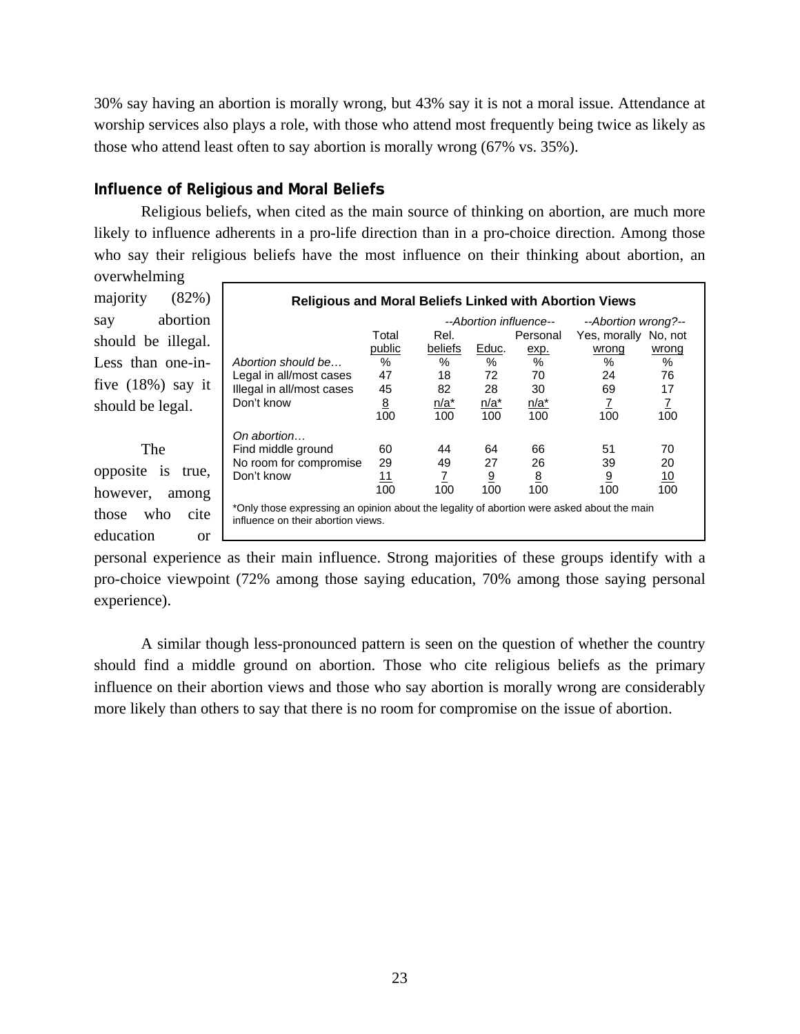30% say having an abortion is morally wrong, but 43% say it is not a moral issue. Attendance at worship services also plays a role, with those who attend most frequently being twice as likely as those who attend least often to say abortion is morally wrong (67% vs. 35%).

### Influence of Religious and Moral Beliefs

Religious beliefs, when cited as the main source of thinking on abortion, are much more likely to influence adherents in a pro-life direction than in a pro-choice direction. Among those who say their religious beliefs have the most influence on their thinking about abortion, an overwhelming majority (82%) say abortion should be illegal. Less than one-in-five (18%) say it should be legal.

The opposite is true, however, among those who cite education or personal experience as their main influence. Strong majorities of these groups identify with a pro-choice viewpoint (72% among those saying education, 70% among those saying personal experience).

**Religious and Moral Beliefs Linked with Abortion Views**

| | Total public | --Abortion influence-- Rel. beliefs | Educ. | Personal exp. | --Abortion wrong?-- Yes, morally wrong | No, not wrong |
|---|---|---|---|---|---|---|
| *Abortion should be…* | % | % | % | % | % | % |
| Legal in all/most cases | 47 | 18 | 72 | 70 | 24 | 76 |
| Illegal in all/most cases | 45 | 82 | 28 | 30 | 69 | 17 |
| Don't know | 8 | n/a* | n/a* | n/a* | 7 | 7 |
| | 100 | 100 | 100 | 100 | 100 | 100 |
| *On abortion…* | | | | | | |
| Find middle ground | 60 | 44 | 64 | 66 | 51 | 70 |
| No room for compromise | 29 | 49 | 27 | 26 | 39 | 20 |
| Don't know | 11 | 7 | 9 | 8 | 9 | 10 |
| | 100 | 100 | 100 | 100 | 100 | 100 |

*Only those expressing an opinion about the legality of abortion were asked about the main influence on their abortion views.

A similar though less-pronounced pattern is seen on the question of whether the country should find a middle ground on abortion. Those who cite religious beliefs as the primary influence on their abortion views and those who say abortion is morally wrong are considerably more likely than others to say that there is no room for compromise on the issue of abortion.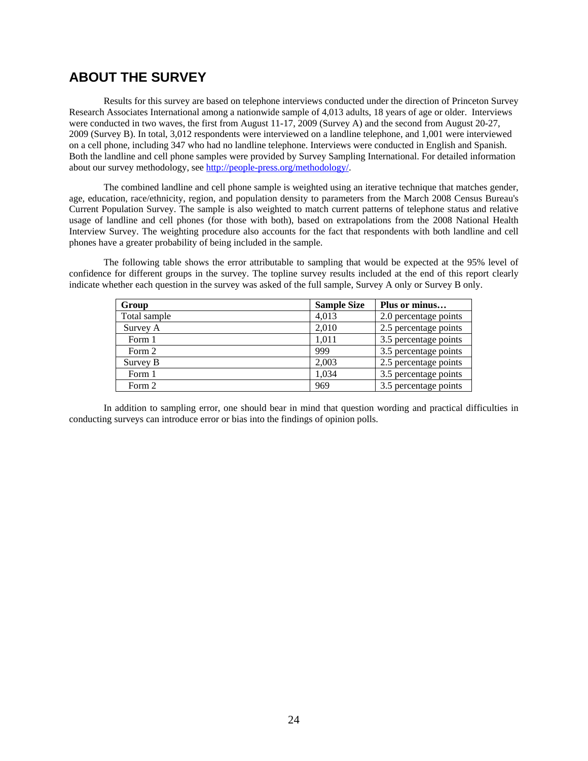## ABOUT THE SURVEY

Results for this survey are based on telephone interviews conducted under the direction of Princeton Survey Research Associates International among a nationwide sample of 4,013 adults, 18 years of age or older. Interviews were conducted in two waves, the first from August 11-17, 2009 (Survey A) and the second from August 20-27, 2009 (Survey B). In total, 3,012 respondents were interviewed on a landline telephone, and 1,001 were interviewed on a cell phone, including 347 who had no landline telephone. Interviews were conducted in English and Spanish. Both the landline and cell phone samples were provided by Survey Sampling International. For detailed information about our survey methodology, see [http://people-press.org/methodology/](http://people-press.org/methodology/).

The combined landline and cell phone sample is weighted using an iterative technique that matches gender, age, education, race/ethnicity, region, and population density to parameters from the March 2008 Census Bureau's Current Population Survey. The sample is also weighted to match current patterns of telephone status and relative usage of landline and cell phones (for those with both), based on extrapolations from the 2008 National Health Interview Survey. The weighting procedure also accounts for the fact that respondents with both landline and cell phones have a greater probability of being included in the sample.

The following table shows the error attributable to sampling that would be expected at the 95% level of confidence for different groups in the survey. The topline survey results included at the end of this report clearly indicate whether each question in the survey was asked of the full sample, Survey A only or Survey B only.

| Group | Sample Size | Plus or minus… |
|---|---|---|
| Total sample | 4,013 | 2.0 percentage points |
| Survey A | 2,010 | 2.5 percentage points |
| Form 1 | 1,011 | 3.5 percentage points |
| Form 2 | 999 | 3.5 percentage points |
| Survey B | 2,003 | 2.5 percentage points |
| Form 1 | 1,034 | 3.5 percentage points |
| Form 2 | 969 | 3.5 percentage points |

In addition to sampling error, one should bear in mind that question wording and practical difficulties in conducting surveys can introduce error or bias into the findings of opinion polls.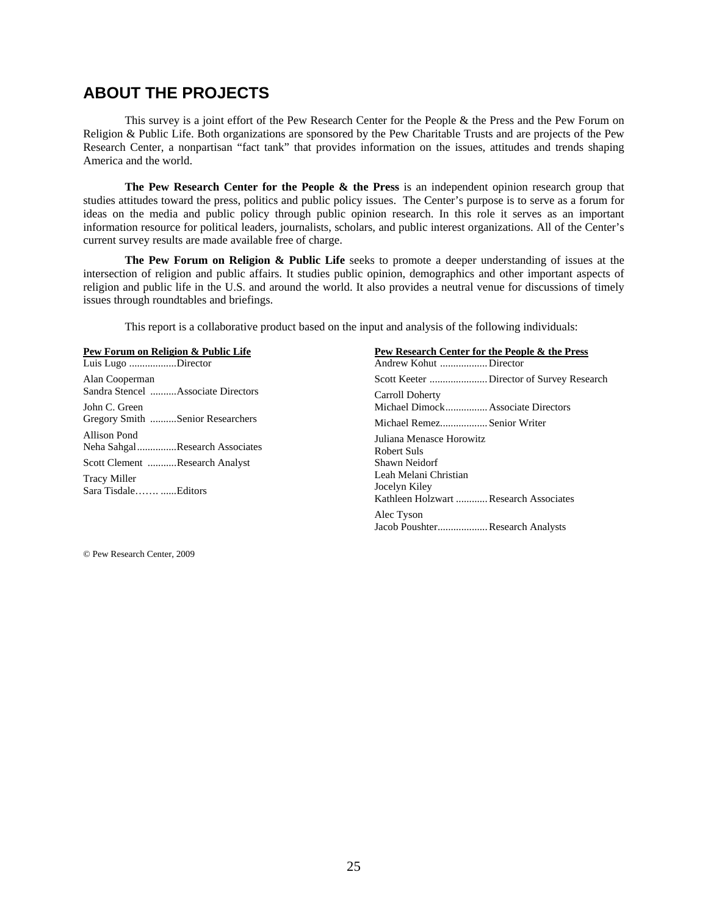## ABOUT THE PROJECTS

This survey is a joint effort of the Pew Research Center for the People & the Press and the Pew Forum on Religion & Public Life. Both organizations are sponsored by the Pew Charitable Trusts and are projects of the Pew Research Center, a nonpartisan "fact tank" that provides information on the issues, attitudes and trends shaping America and the world.

**The Pew Research Center for the People & the Press** is an independent opinion research group that studies attitudes toward the press, politics and public policy issues. The Center's purpose is to serve as a forum for ideas on the media and public policy through public opinion research. In this role it serves as an important information resource for political leaders, journalists, scholars, and public interest organizations. All of the Center's current survey results are made available free of charge.

**The Pew Forum on Religion & Public Life** seeks to promote a deeper understanding of issues at the intersection of religion and public affairs. It studies public opinion, demographics and other important aspects of religion and public life in the U.S. and around the world. It also provides a neutral venue for discussions of timely issues through roundtables and briefings.

This report is a collaborative product based on the input and analysis of the following individuals:

**Pew Forum on Religion & Public Life**

Luis Lugo ..................Director

Alan Cooperman
Sandra Stencel ..........Associate Directors

John C. Green
Gregory Smith ..........Senior Researchers

Allison Pond
Neha Sahgal...............Research Associates

Scott Clement ...........Research Analyst

Tracy Miller
Sara Tisdale……. ......Editors

**Pew Research Center for the People & the Press**

Andrew Kohut ..................Director

Scott Keeter ......................Director of Survey Research

Carroll Doherty
Michael Dimock................Associate Directors

Michael Remez..................Senior Writer

Juliana Menasce Horowitz
Robert Suls
Shawn Neidorf
Leah Melani Christian
Jocelyn Kiley
Kathleen Holzwart ............Research Associates

Alec Tyson
Jacob Poushter...................Research Analysts

© Pew Research Center, 2009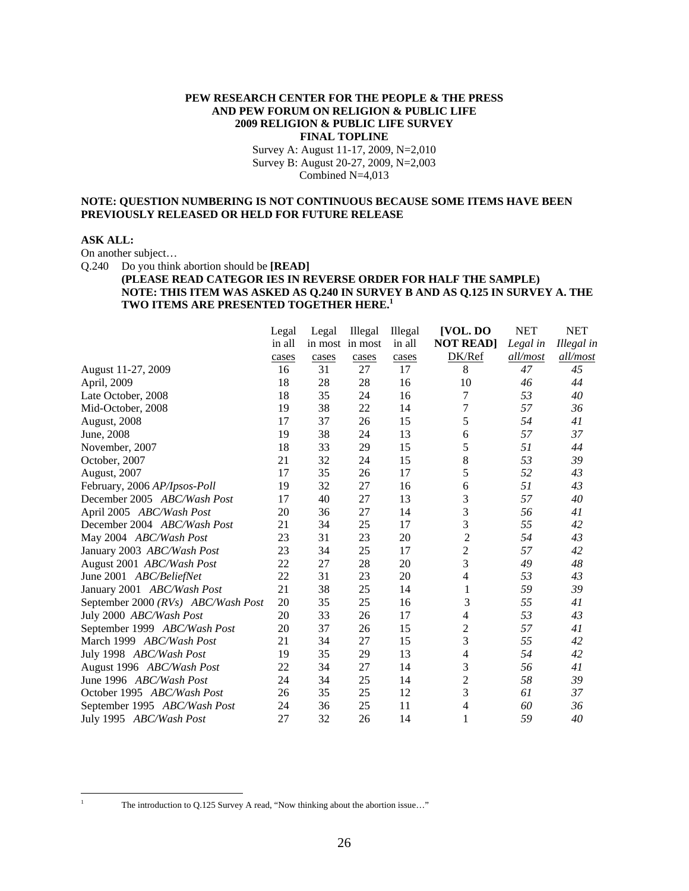**PEW RESEARCH CENTER FOR THE PEOPLE & THE PRESS**
**AND PEW FORUM ON RELIGION & PUBLIC LIFE**
**2009 RELIGION & PUBLIC LIFE SURVEY**
**FINAL TOPLINE**
Survey A: August 11-17, 2009, N=2,010
Survey B: August 20-27, 2009, N=2,003
Combined N=4,013

**NOTE: QUESTION NUMBERING IS NOT CONTINUOUS BECAUSE SOME ITEMS HAVE BEEN PREVIOUSLY RELEASED OR HELD FOR FUTURE RELEASE**

**ASK ALL:**
On another subject…
Q.240 Do you think abortion should be **[READ]**
**(PLEASE READ CATEGOR IES IN REVERSE ORDER FOR HALF THE SAMPLE)**
**NOTE: THIS ITEM WAS ASKED AS Q.240 IN SURVEY B AND AS Q.125 IN SURVEY A. THE TWO ITEMS ARE PRESENTED TOGETHER HERE.**[1]

| | Legal in all cases | Legal in most cases | Illegal in most cases | Illegal in all cases | [VOL. DO NOT READ] DK/Ref | NET *Legal in all/most* | NET *Illegal in all/most* |
|---|---|---|---|---|---|---|---|
| August 11-27, 2009 | 16 | 31 | 27 | 17 | 8 | *47* | *45* |
| April, 2009 | 18 | 28 | 28 | 16 | 10 | *46* | *44* |
| Late October, 2008 | 18 | 35 | 24 | 16 | 7 | *53* | *40* |
| Mid-October, 2008 | 19 | 38 | 22 | 14 | 7 | *57* | *36* |
| August, 2008 | 17 | 37 | 26 | 15 | 5 | *54* | *41* |
| June, 2008 | 19 | 38 | 24 | 13 | 6 | *57* | *37* |
| November, 2007 | 18 | 33 | 29 | 15 | 5 | *51* | *44* |
| October, 2007 | 21 | 32 | 24 | 15 | 8 | *53* | *39* |
| August, 2007 | 17 | 35 | 26 | 17 | 5 | *52* | *43* |
| February, 2006 *AP/Ipsos-Poll* | 19 | 32 | 27 | 16 | 6 | *51* | *43* |
| December 2005 *ABC/Wash Post* | 17 | 40 | 27 | 13 | 3 | *57* | *40* |
| April 2005 *ABC/Wash Post* | 20 | 36 | 27 | 14 | 3 | *56* | *41* |
| December 2004 *ABC/Wash Post* | 21 | 34 | 25 | 17 | 3 | *55* | *42* |
| May 2004 *ABC/Wash Post* | 23 | 31 | 23 | 20 | 2 | *54* | *43* |
| January 2003 *ABC/Wash Post* | 23 | 34 | 25 | 17 | 2 | *57* | *42* |
| August 2001 *ABC/Wash Post* | 22 | 27 | 28 | 20 | 3 | *49* | *48* |
| June 2001 *ABC/BeliefNet* | 22 | 31 | 23 | 20 | 4 | *53* | *43* |
| January 2001 *ABC/Wash Post* | 21 | 38 | 25 | 14 | 1 | *59* | *39* |
| September 2000 *(RVs) ABC/Wash Post* | 20 | 35 | 25 | 16 | 3 | *55* | *41* |
| July 2000 *ABC/Wash Post* | 20 | 33 | 26 | 17 | 4 | *53* | *43* |
| September 1999 *ABC/Wash Post* | 20 | 37 | 26 | 15 | 2 | *57* | *41* |
| March 1999 *ABC/Wash Post* | 21 | 34 | 27 | 15 | 3 | *55* | *42* |
| July 1998 *ABC/Wash Post* | 19 | 35 | 29 | 13 | 4 | *54* | *42* |
| August 1996 *ABC/Wash Post* | 22 | 34 | 27 | 14 | 3 | *56* | *41* |
| June 1996 *ABC/Wash Post* | 24 | 34 | 25 | 14 | 2 | *58* | *39* |
| October 1995 *ABC/Wash Post* | 26 | 35 | 25 | 12 | 3 | *61* | *37* |
| September 1995 *ABC/Wash Post* | 24 | 36 | 25 | 11 | 4 | *60* | *36* |
| July 1995 *ABC/Wash Post* | 27 | 32 | 26 | 14 | 1 | *59* | *40* |

[1] The introduction to Q.125 Survey A read, "Now thinking about the abortion issue…"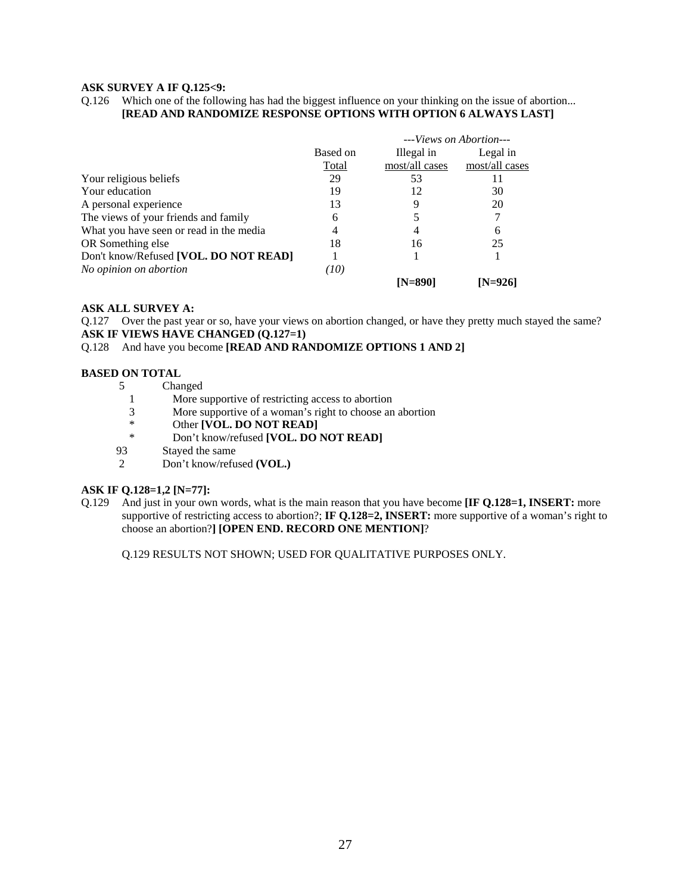**ASK SURVEY A IF Q.125<9:**

Q.126 Which one of the following has had the biggest influence on your thinking on the issue of abortion... **[READ AND RANDOMIZE RESPONSE OPTIONS WITH OPTION 6 ALWAYS LAST]**

| | | *---Views on Abortion---* | |
|---|---|---|---|
| | Based on Total | Illegal in most/all cases | Legal in most/all cases |
| Your religious beliefs | 29 | 53 | 11 |
| Your education | 19 | 12 | 30 |
| A personal experience | 13 | 9 | 20 |
| The views of your friends and family | 6 | 5 | 7 |
| What you have seen or read in the media | 4 | 4 | 6 |
| OR Something else | 18 | 16 | 25 |
| Don't know/Refused **[VOL. DO NOT READ]** | 1 | 1 | 1 |
| *No opinion on abortion* | *(10)* | | |
| | | **[N=890]** | **[N=926]** |

**ASK ALL SURVEY A:**

Q.127 Over the past year or so, have your views on abortion changed, or have they pretty much stayed the same?

**ASK IF VIEWS HAVE CHANGED (Q.127=1)**

Q.128 And have you become **[READ AND RANDOMIZE OPTIONS 1 AND 2]**

**BASED ON TOTAL**

| | |
|---|---|
| 5 | Changed |
| 1 | More supportive of restricting access to abortion |
| 3 | More supportive of a woman's right to choose an abortion |
| * | Other **[VOL. DO NOT READ]** |
| * | Don't know/refused **[VOL. DO NOT READ]** |
| 93 | Stayed the same |
| 2 | Don't know/refused **(VOL.)** |

**ASK IF Q.128=1,2 [N=77]:**

Q.129 And just in your own words, what is the main reason that you have become **[IF Q.128=1, INSERT:** more supportive of restricting access to abortion?; **IF Q.128=2, INSERT:** more supportive of a woman's right to choose an abortion?**] [OPEN END. RECORD ONE MENTION]**?

Q.129 RESULTS NOT SHOWN; USED FOR QUALITATIVE PURPOSES ONLY.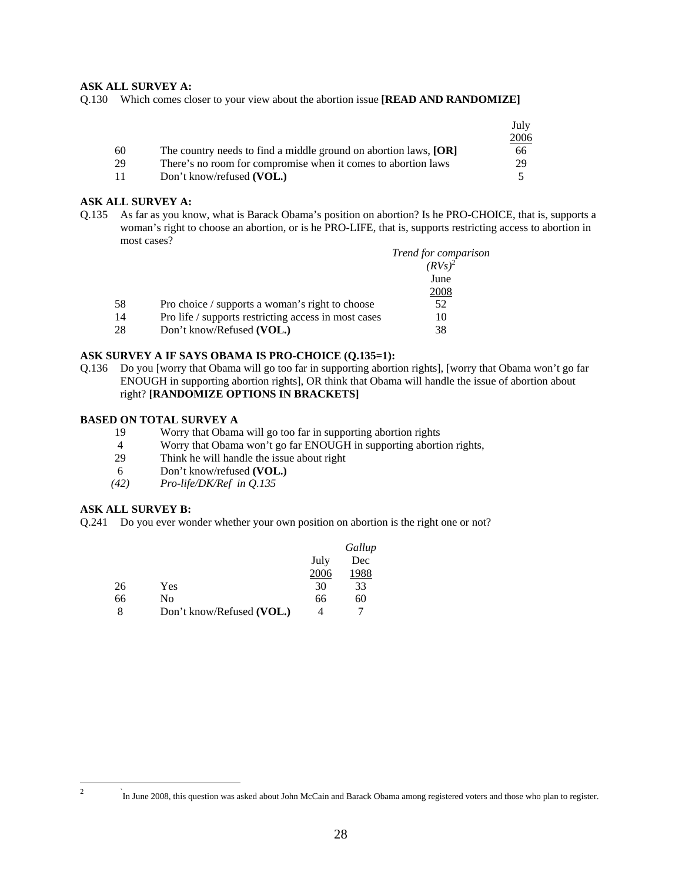**ASK ALL SURVEY A:**

Q.130 Which comes closer to your view about the abortion issue **[READ AND RANDOMIZE]**

| | | July 2006 |
|---|---|---|
| 60 | The country needs to find a middle ground on abortion laws, **[OR]** | 66 |
| 29 | There's no room for compromise when it comes to abortion laws | 29 |
| 11 | Don't know/refused **(VOL.)** | 5 |

**ASK ALL SURVEY A:**

Q.135 As far as you know, what is Barack Obama's position on abortion? Is he PRO-CHOICE, that is, supports a woman's right to choose an abortion, or is he PRO-LIFE, that is, supports restricting access to abortion in most cases?

| | | *Trend for comparison (RVs)*[2] June 2008 |
|---|---|---|
| 58 | Pro choice / supports a woman's right to choose | 52 |
| 14 | Pro life / supports restricting access in most cases | 10 |
| 28 | Don't know/Refused **(VOL.)** | 38 |

**ASK SURVEY A IF SAYS OBAMA IS PRO-CHOICE (Q.135=1):**

Q.136 Do you [worry that Obama will go too far in supporting abortion rights], [worry that Obama won't go far ENOUGH in supporting abortion rights], OR think that Obama will handle the issue of abortion about right? **[RANDOMIZE OPTIONS IN BRACKETS]**

**BASED ON TOTAL SURVEY A**

| | |
|---|---|
| 19 | Worry that Obama will go too far in supporting abortion rights |
| 4 | Worry that Obama won't go far ENOUGH in supporting abortion rights, |
| 29 | Think he will handle the issue about right |
| 6 | Don't know/refused **(VOL.)** |
| *(42)* | *Pro-life/DK/Ref in Q.135* |

**ASK ALL SURVEY B:**

Q.241 Do you ever wonder whether your own position on abortion is the right one or not?

| | | July 2006 | *Gallup* Dec 1988 |
|---|---|---|---|
| 26 | Yes | 30 | 33 |
| 66 | No | 66 | 60 |
| 8 | Don't know/Refused **(VOL.)** | 4 | 7 |

[2] In June 2008, this question was asked about John McCain and Barack Obama among registered voters and those who plan to register.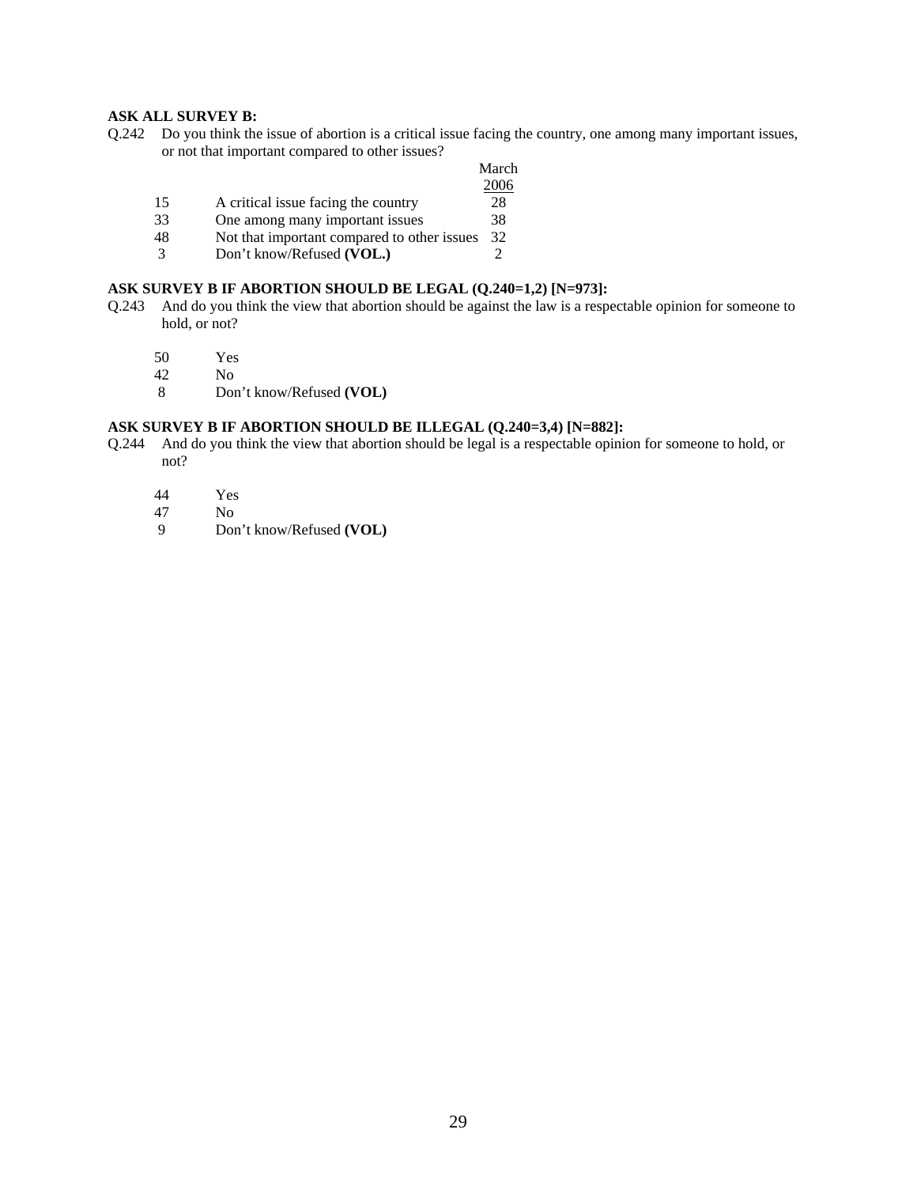**ASK ALL SURVEY B:**

Q.242 Do you think the issue of abortion is a critical issue facing the country, one among many important issues, or not that important compared to other issues?

| | | March 2006 |
|---|---|---|
| 15 | A critical issue facing the country | 28 |
| 33 | One among many important issues | 38 |
| 48 | Not that important compared to other issues | 32 |
| 3 | Don't know/Refused **(VOL.)** | 2 |

**ASK SURVEY B IF ABORTION SHOULD BE LEGAL (Q.240=1,2) [N=973]:**

Q.243 And do you think the view that abortion should be against the law is a respectable opinion for someone to hold, or not?

| | |
|---|---|
| 50 | Yes |
| 42 | No |
| 8 | Don't know/Refused **(VOL)** |

**ASK SURVEY B IF ABORTION SHOULD BE ILLEGAL (Q.240=3,4) [N=882]:**

Q.244 And do you think the view that abortion should be legal is a respectable opinion for someone to hold, or not?

| | |
|---|---|
| 44 | Yes |
| 47 | No |
| 9 | Don't know/Refused **(VOL)** |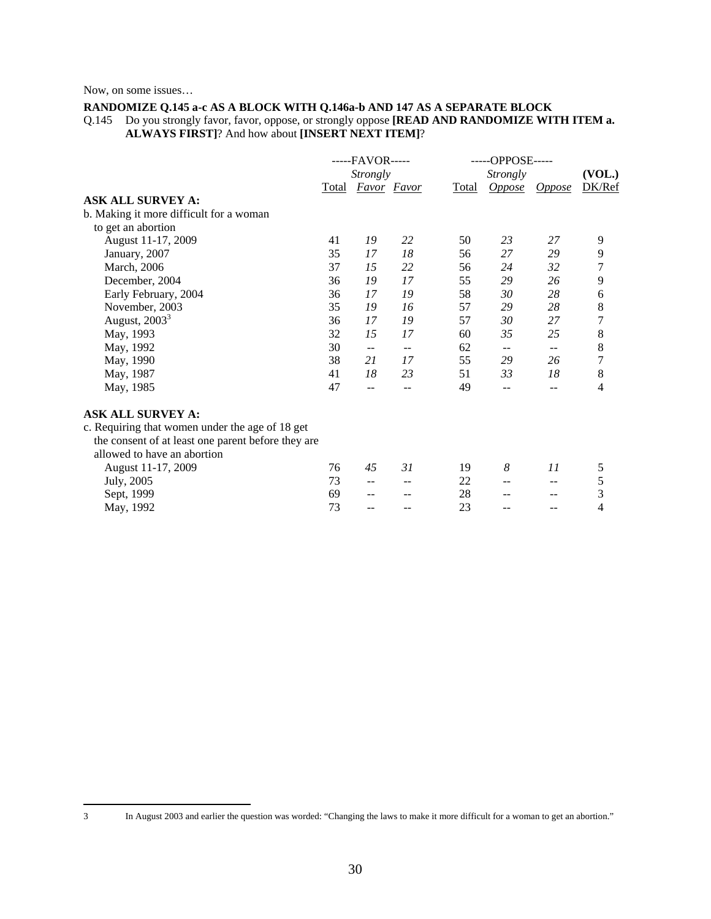Now, on some issues…

**RANDOMIZE Q.145 a-c AS A BLOCK WITH Q.146a-b AND 147 AS A SEPARATE BLOCK**

Q.145 Do you strongly favor, favor, oppose, or strongly oppose **[READ AND RANDOMIZE WITH ITEM a. ALWAYS FIRST]**? And how about **[INSERT NEXT ITEM]**?

| | -----FAVOR----- | | | -----OPPOSE----- | | | (VOL.) |
|---|---|---|---|---|---|---|---|
| | Total | *Strongly Favor* | *Favor* | Total | *Strongly Oppose* | *Oppose* | DK/Ref |
| **ASK ALL SURVEY A:** | | | | | | | |
| b. Making it more difficult for a woman to get an abortion | | | | | | | |
| August 11-17, 2009 | 41 | *19* | *22* | 50 | *23* | *27* | 9 |
| January, 2007 | 35 | *17* | *18* | 56 | *27* | *29* | 9 |
| March, 2006 | 37 | *15* | *22* | 56 | *24* | *32* | 7 |
| December, 2004 | 36 | *19* | *17* | 55 | *29* | *26* | 9 |
| Early February, 2004 | 36 | *17* | *19* | 58 | *30* | *28* | 6 |
| November, 2003 | 35 | *19* | *16* | 57 | *29* | *28* | 8 |
| August, 2003[3] | 36 | *17* | *19* | 57 | *30* | *27* | 7 |
| May, 1993 | 32 | *15* | *17* | 60 | *35* | *25* | 8 |
| May, 1992 | 30 | -- | -- | 62 | -- | -- | 8 |
| May, 1990 | 38 | *21* | *17* | 55 | *29* | *26* | 7 |
| May, 1987 | 41 | *18* | *23* | 51 | *33* | *18* | 8 |
| May, 1985 | 47 | -- | -- | 49 | -- | -- | 4 |
| **ASK ALL SURVEY A:** | | | | | | | |
| c. Requiring that women under the age of 18 get the consent of at least one parent before they are allowed to have an abortion | | | | | | | |
| August 11-17, 2009 | 76 | *45* | *31* | 19 | *8* | *11* | 5 |
| July, 2005 | 73 | -- | -- | 22 | -- | -- | 5 |
| Sept, 1999 | 69 | -- | -- | 28 | -- | -- | 3 |
| May, 1992 | 73 | -- | -- | 23 | -- | -- | 4 |

3 In August 2003 and earlier the question was worded: "Changing the laws to make it more difficult for a woman to get an abortion."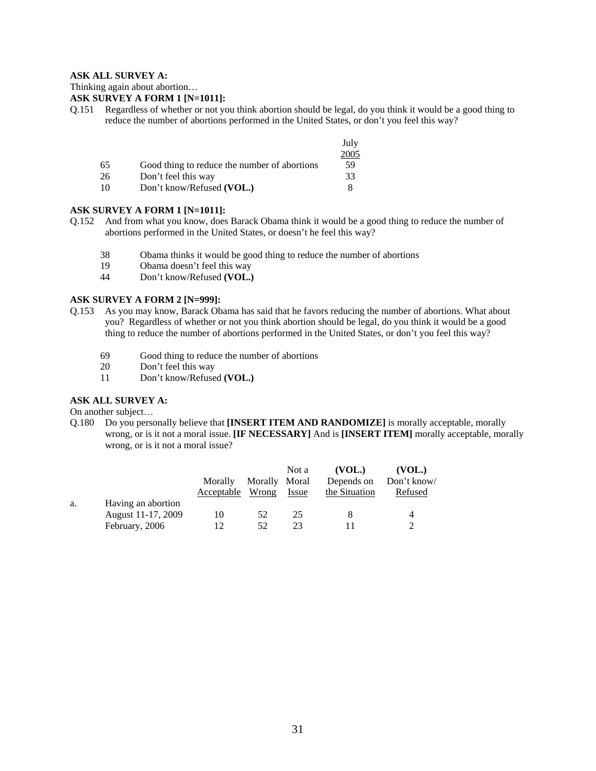**ASK ALL SURVEY A:**
Thinking again about abortion…
**ASK SURVEY A FORM 1 [N=1011]:**
Q.151 Regardless of whether or not you think abortion should be legal, do you think it would be a good thing to reduce the number of abortions performed in the United States, or don't you feel this way?

| | | July 2005 |
|---|---|---|
| 65 | Good thing to reduce the number of abortions | 59 |
| 26 | Don't feel this way | 33 |
| 10 | Don't know/Refused **(VOL.)** | 8 |

**ASK SURVEY A FORM 1 [N=1011]:**
Q.152 And from what you know, does Barack Obama think it would be a good thing to reduce the number of abortions performed in the United States, or doesn't he feel this way?

| | |
|---|---|
| 38 | Obama thinks it would be good thing to reduce the number of abortions |
| 19 | Obama doesn't feel this way |
| 44 | Don't know/Refused **(VOL.)** |

**ASK SURVEY A FORM 2 [N=999]:**
Q.153 As you may know, Barack Obama has said that he favors reducing the number of abortions. What about you? Regardless of whether or not you think abortion should be legal, do you think it would be a good thing to reduce the number of abortions performed in the United States, or don't you feel this way?

| | |
|---|---|
| 69 | Good thing to reduce the number of abortions |
| 20 | Don't feel this way |
| 11 | Don't know/Refused **(VOL.)** |

**ASK ALL SURVEY A:**
On another subject…
Q.180 Do you personally believe that **[INSERT ITEM AND RANDOMIZE]** is morally acceptable, morally wrong, or is it not a moral issue. **[IF NECESSARY]** And is **[INSERT ITEM]** morally acceptable, morally wrong, or is it not a moral issue?

| | | Morally Acceptable | Morally Wrong | Not a Moral Issue | **(VOL.)** Depends on the Situation | **(VOL.)** Don't know/ Refused |
|---|---|---|---|---|---|---|
| a. | Having an abortion | | | | | |
| | August 11-17, 2009 | 10 | 52 | 25 | 8 | 4 |
| | February, 2006 | 12 | 52 | 23 | 11 | 2 |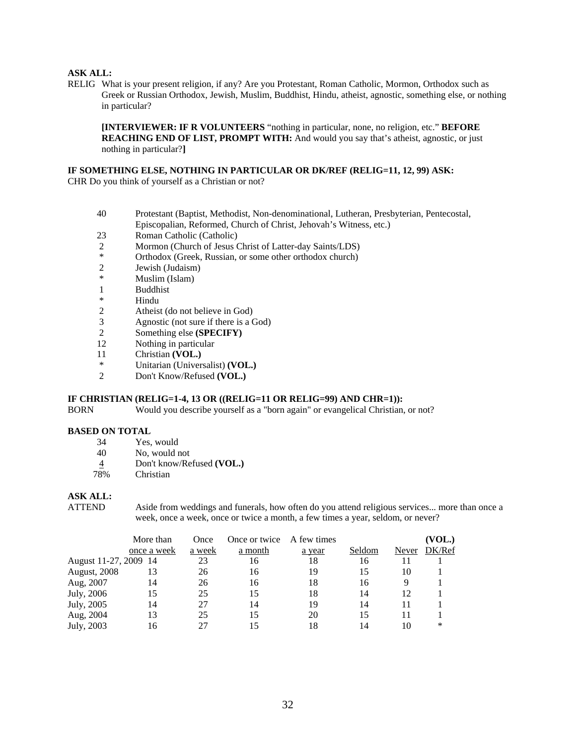**ASK ALL:**

RELIG What is your present religion, if any? Are you Protestant, Roman Catholic, Mormon, Orthodox such as Greek or Russian Orthodox, Jewish, Muslim, Buddhist, Hindu, atheist, agnostic, something else, or nothing in particular?

**[INTERVIEWER: IF R VOLUNTEERS** "nothing in particular, none, no religion, etc." **BEFORE REACHING END OF LIST, PROMPT WITH:** And would you say that's atheist, agnostic, or just nothing in particular?**]**

**IF SOMETHING ELSE, NOTHING IN PARTICULAR OR DK/REF (RELIG=11, 12, 99) ASK:**

CHR Do you think of yourself as a Christian or not?

| | |
|---|---|
| 40 | Protestant (Baptist, Methodist, Non-denominational, Lutheran, Presbyterian, Pentecostal, Episcopalian, Reformed, Church of Christ, Jehovah's Witness, etc.) |
| 23 | Roman Catholic (Catholic) |
| 2 | Mormon (Church of Jesus Christ of Latter-day Saints/LDS) |
| * | Orthodox (Greek, Russian, or some other orthodox church) |
| 2 | Jewish (Judaism) |
| * | Muslim (Islam) |
| 1 | Buddhist |
| * | Hindu |
| 2 | Atheist (do not believe in God) |
| 3 | Agnostic (not sure if there is a God) |
| 2 | Something else **(SPECIFY)** |
| 12 | Nothing in particular |
| 11 | Christian **(VOL.)** |
| * | Unitarian (Universalist) **(VOL.)** |
| 2 | Don't Know/Refused **(VOL.)** |

**IF CHRISTIAN (RELIG=1-4, 13 OR ((RELIG=11 OR RELIG=99) AND CHR=1)):**

BORN Would you describe yourself as a "born again" or evangelical Christian, or not?

**BASED ON TOTAL**

| | |
|---|---|
| 34 | Yes, would |
| 40 | No, would not |
| 4 | Don't know/Refused **(VOL.)** |
| 78% | Christian |

**ASK ALL:**

ATTEND Aside from weddings and funerals, how often do you attend religious services... more than once a week, once a week, once or twice a month, a few times a year, seldom, or never?

| | More than once a week | Once a week | Once or twice a month | A few times a year | Seldom | Never | (VOL.) DK/Ref |
|---|---|---|---|---|---|---|---|
| August 11-27, 2009 | 14 | 23 | 16 | 18 | 16 | 11 | 1 |
| August, 2008 | 13 | 26 | 16 | 19 | 15 | 10 | 1 |
| Aug, 2007 | 14 | 26 | 16 | 18 | 16 | 9 | 1 |
| July, 2006 | 15 | 25 | 15 | 18 | 14 | 12 | 1 |
| July, 2005 | 14 | 27 | 14 | 19 | 14 | 11 | 1 |
| Aug, 2004 | 13 | 25 | 15 | 20 | 15 | 11 | 1 |
| July, 2003 | 16 | 27 | 15 | 18 | 14 | 10 | * |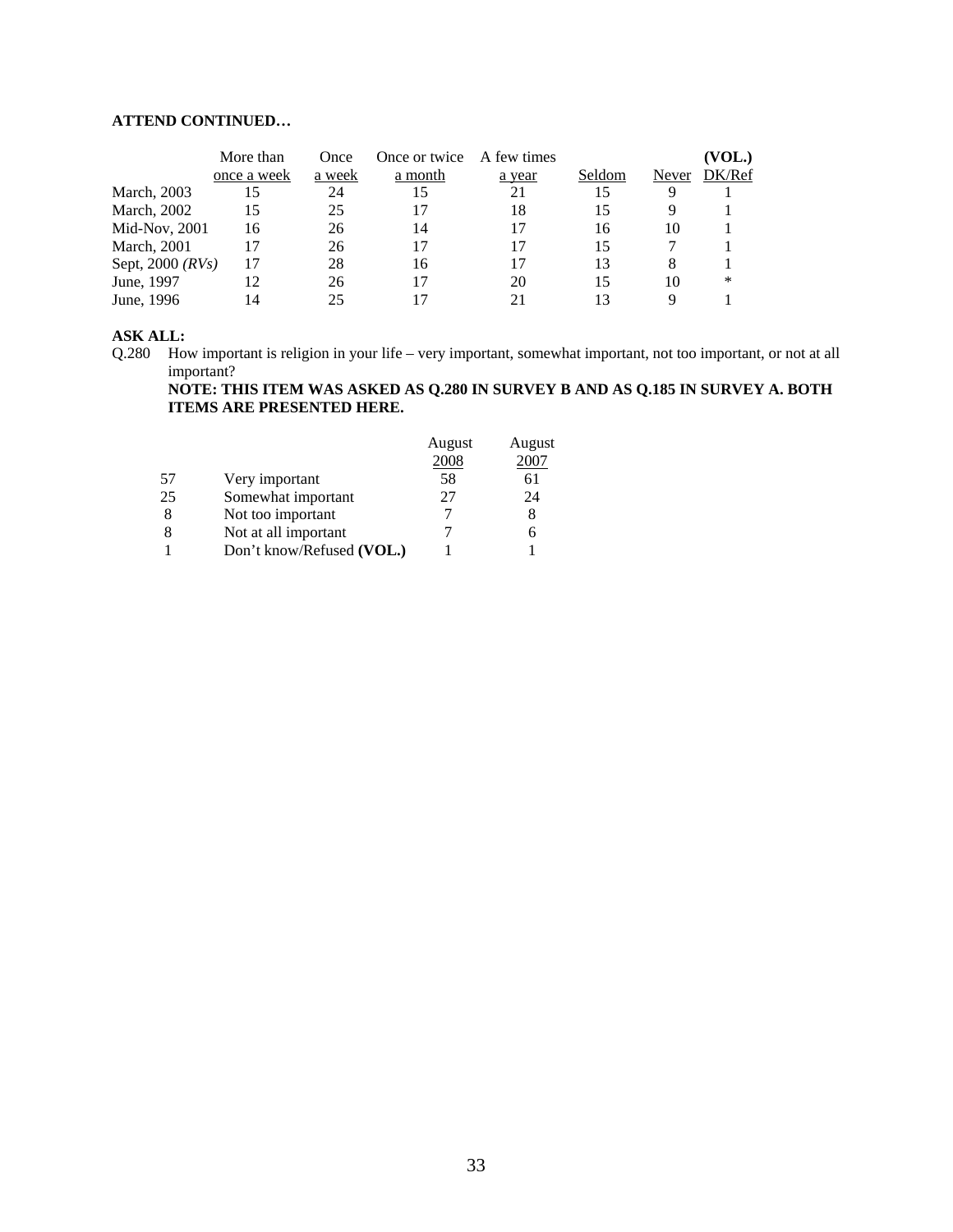**ATTEND CONTINUED…**

| | More than once a week | Once a week | Once or twice a month | A few times a year | Seldom | Never | (VOL.) DK/Ref |
|---|---|---|---|---|---|---|---|
| March, 2003 | 15 | 24 | 15 | 21 | 15 | 9 | 1 |
| March, 2002 | 15 | 25 | 17 | 18 | 15 | 9 | 1 |
| Mid-Nov, 2001 | 16 | 26 | 14 | 17 | 16 | 10 | 1 |
| March, 2001 | 17 | 26 | 17 | 17 | 15 | 7 | 1 |
| Sept, 2000 *(RVs)* | 17 | 28 | 16 | 17 | 13 | 8 | 1 |
| June, 1997 | 12 | 26 | 17 | 20 | 15 | 10 | * |
| June, 1996 | 14 | 25 | 17 | 21 | 13 | 9 | 1 |

**ASK ALL:**

Q.280 How important is religion in your life – very important, somewhat important, not too important, or not at all important?

**NOTE: THIS ITEM WAS ASKED AS Q.280 IN SURVEY B AND AS Q.185 IN SURVEY A. BOTH ITEMS ARE PRESENTED HERE.**

| | | August 2008 | August 2007 |
|---|---|---|---|
| 57 | Very important | 58 | 61 |
| 25 | Somewhat important | 27 | 24 |
| 8 | Not too important | 7 | 8 |
| 8 | Not at all important | 7 | 6 |
| 1 | Don't know/Refused **(VOL.)** | 1 | 1 |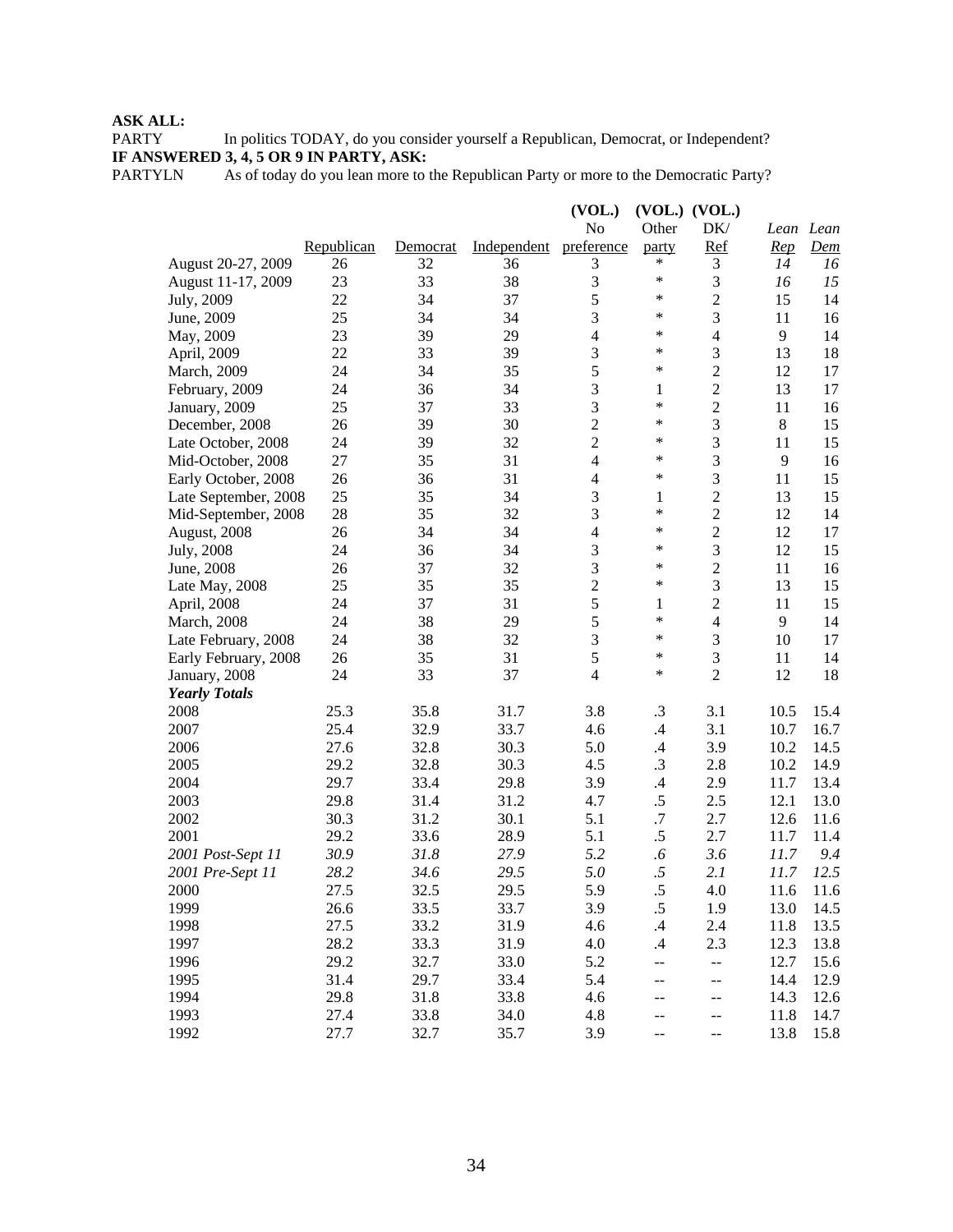**ASK ALL:**

PARTY In politics TODAY, do you consider yourself a Republican, Democrat, or Independent?

**IF ANSWERED 3, 4, 5 OR 9 IN PARTY, ASK:**

PARTYLN As of today do you lean more to the Republican Party or more to the Democratic Party?

| | Republican | Democrat | Independent | (VOL.) No preference | (VOL.) Other party | (VOL.) DK/ Ref | *Lean Rep* | *Lean Dem* |
|---|---|---|---|---|---|---|---|---|
| August 20-27, 2009 | 26 | 32 | 36 | 3 | * | 3 | *14* | *16* |
| August 11-17, 2009 | 23 | 33 | 38 | 3 | * | 3 | *16* | *15* |
| July, 2009 | 22 | 34 | 37 | 5 | * | 2 | 15 | 14 |
| June, 2009 | 25 | 34 | 34 | 3 | * | 3 | 11 | 16 |
| May, 2009 | 23 | 39 | 29 | 4 | * | 4 | 9 | 14 |
| April, 2009 | 22 | 33 | 39 | 3 | * | 3 | 13 | 18 |
| March, 2009 | 24 | 34 | 35 | 5 | * | 2 | 12 | 17 |
| February, 2009 | 24 | 36 | 34 | 3 | 1 | 2 | 13 | 17 |
| January, 2009 | 25 | 37 | 33 | 3 | * | 2 | 11 | 16 |
| December, 2008 | 26 | 39 | 30 | 2 | * | 3 | 8 | 15 |
| Late October, 2008 | 24 | 39 | 32 | 2 | * | 3 | 11 | 15 |
| Mid-October, 2008 | 27 | 35 | 31 | 4 | * | 3 | 9 | 16 |
| Early October, 2008 | 26 | 36 | 31 | 4 | * | 3 | 11 | 15 |
| Late September, 2008 | 25 | 35 | 34 | 3 | 1 | 2 | 13 | 15 |
| Mid-September, 2008 | 28 | 35 | 32 | 3 | * | 2 | 12 | 14 |
| August, 2008 | 26 | 34 | 34 | 4 | * | 2 | 12 | 17 |
| July, 2008 | 24 | 36 | 34 | 3 | * | 3 | 12 | 15 |
| June, 2008 | 26 | 37 | 32 | 3 | * | 2 | 11 | 16 |
| Late May, 2008 | 25 | 35 | 35 | 2 | * | 3 | 13 | 15 |
| April, 2008 | 24 | 37 | 31 | 5 | 1 | 2 | 11 | 15 |
| March, 2008 | 24 | 38 | 29 | 5 | * | 4 | 9 | 14 |
| Late February, 2008 | 24 | 38 | 32 | 3 | * | 3 | 10 | 17 |
| Early February, 2008 | 26 | 35 | 31 | 5 | * | 3 | 11 | 14 |
| January, 2008 | 24 | 33 | 37 | 4 | * | 2 | 12 | 18 |
| ***Yearly Totals*** | | | | | | | | |
| 2008 | 25.3 | 35.8 | 31.7 | 3.8 | .3 | 3.1 | 10.5 | 15.4 |
| 2007 | 25.4 | 32.9 | 33.7 | 4.6 | .4 | 3.1 | 10.7 | 16.7 |
| 2006 | 27.6 | 32.8 | 30.3 | 5.0 | .4 | 3.9 | 10.2 | 14.5 |
| 2005 | 29.2 | 32.8 | 30.3 | 4.5 | .3 | 2.8 | 10.2 | 14.9 |
| 2004 | 29.7 | 33.4 | 29.8 | 3.9 | .4 | 2.9 | 11.7 | 13.4 |
| 2003 | 29.8 | 31.4 | 31.2 | 4.7 | .5 | 2.5 | 12.1 | 13.0 |
| 2002 | 30.3 | 31.2 | 30.1 | 5.1 | .7 | 2.7 | 12.6 | 11.6 |
| 2001 | 29.2 | 33.6 | 28.9 | 5.1 | .5 | 2.7 | 11.7 | 11.4 |
| *2001 Post-Sept 11* | *30.9* | *31.8* | *27.9* | *5.2* | *.6* | *3.6* | *11.7* | *9.4* |
| *2001 Pre-Sept 11* | *28.2* | *34.6* | *29.5* | *5.0* | *.5* | *2.1* | *11.7* | *12.5* |
| 2000 | 27.5 | 32.5 | 29.5 | 5.9 | .5 | 4.0 | 11.6 | 11.6 |
| 1999 | 26.6 | 33.5 | 33.7 | 3.9 | .5 | 1.9 | 13.0 | 14.5 |
| 1998 | 27.5 | 33.2 | 31.9 | 4.6 | .4 | 2.4 | 11.8 | 13.5 |
| 1997 | 28.2 | 33.3 | 31.9 | 4.0 | .4 | 2.3 | 12.3 | 13.8 |
| 1996 | 29.2 | 32.7 | 33.0 | 5.2 | -- | -- | 12.7 | 15.6 |
| 1995 | 31.4 | 29.7 | 33.4 | 5.4 | -- | -- | 14.4 | 12.9 |
| 1994 | 29.8 | 31.8 | 33.8 | 4.6 | -- | -- | 14.3 | 12.6 |
| 1993 | 27.4 | 33.8 | 34.0 | 4.8 | -- | -- | 11.8 | 14.7 |
| 1992 | 27.7 | 32.7 | 35.7 | 3.9 | -- | -- | 13.8 | 15.8 |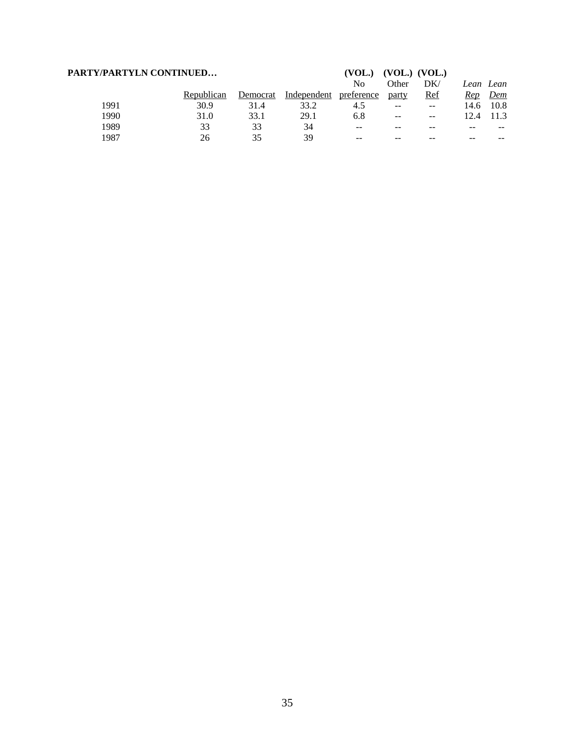**PARTY/PARTYLN CONTINUED…**

| | Republican | Democrat | Independent | (VOL.) No preference | (VOL.) Other party | (VOL.) DK/ Ref | *Lean Rep* | *Lean Dem* |
|---|---|---|---|---|---|---|---|---|
| 1991 | 30.9 | 31.4 | 33.2 | 4.5 | -- | -- | 14.6 | 10.8 |
| 1990 | 31.0 | 33.1 | 29.1 | 6.8 | -- | -- | 12.4 | 11.3 |
| 1989 | 33 | 33 | 34 | -- | -- | -- | -- | -- |
| 1987 | 26 | 35 | 39 | -- | -- | -- | -- | -- |